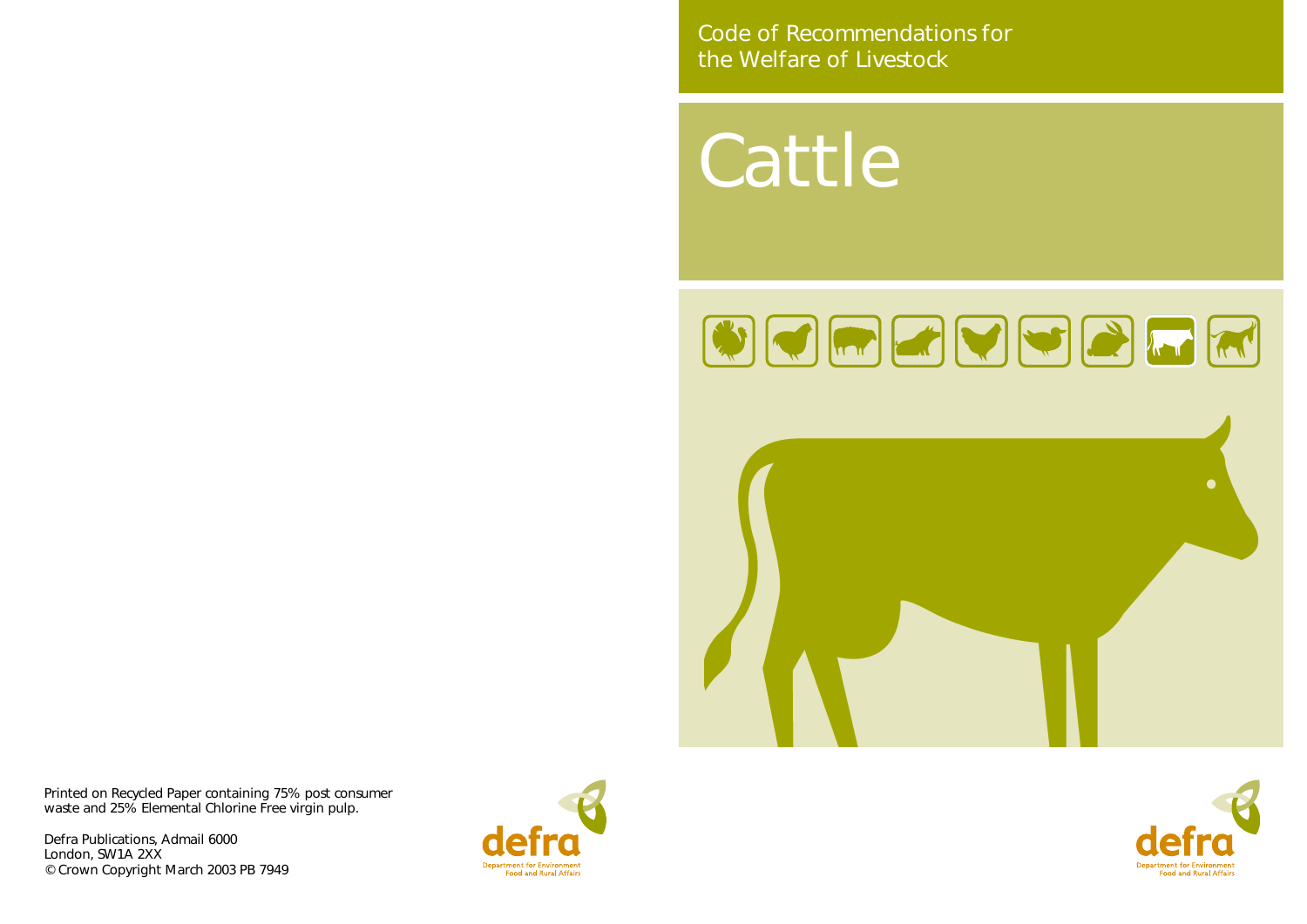Code of Recommendations for the Welfare of Livestock

# Cattle

Printed on Recycled Paper containing 75% post consumer waste and 25% Elemental Chlorine Free virgin pulp.

Defra Publications, Admail 6000
London, SW1A 2XX
© Crown Copyright March 2003 PB 7949

defra
Department for Environment
Food and Rural Affairs

defra
Department for Environment
Food and Rural Affairs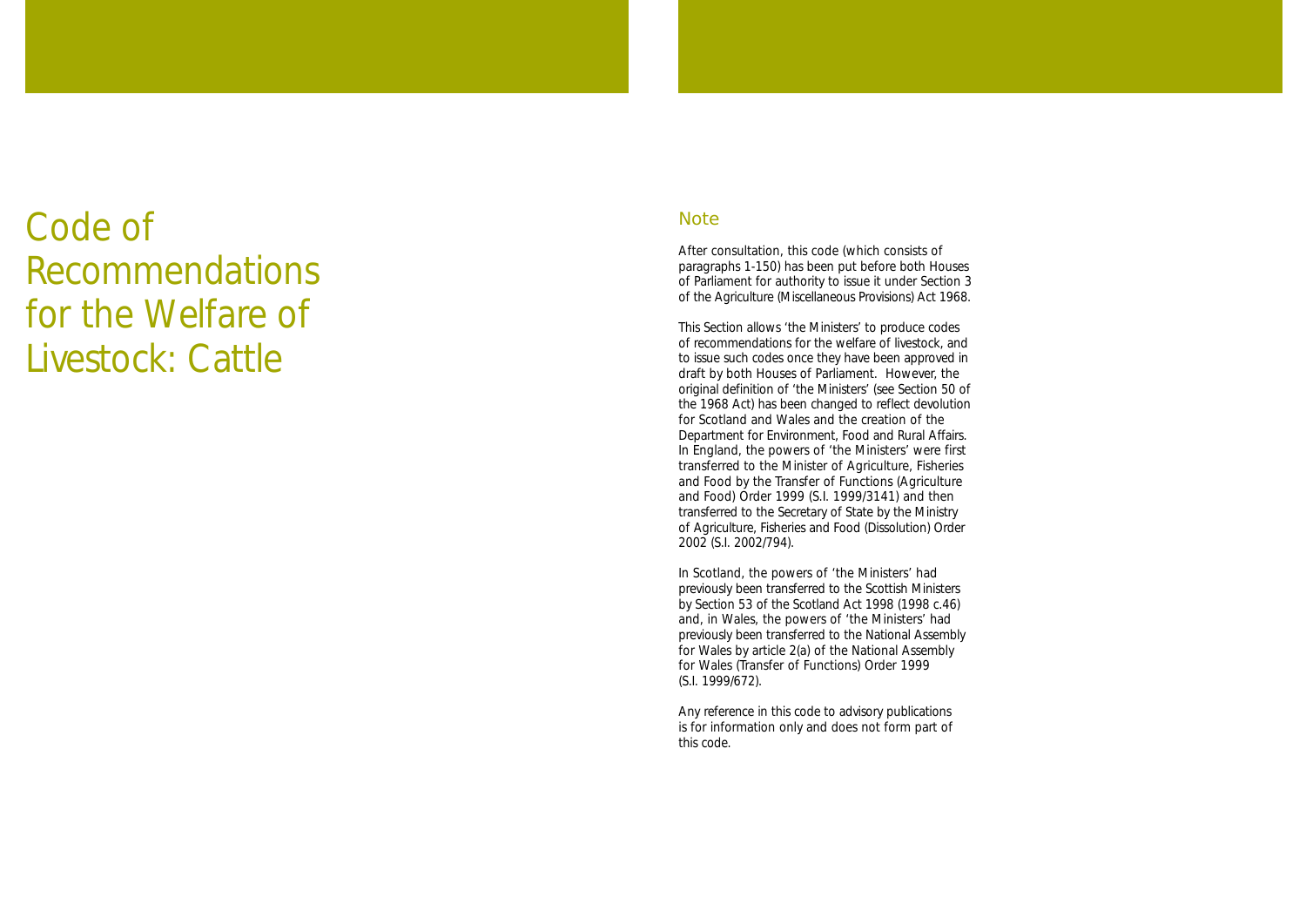# Code of Recommendations for the Welfare of Livestock: Cattle

## Note

After consultation, this code (which consists of paragraphs 1-150) has been put before both Houses of Parliament for authority to issue it under Section 3 of the Agriculture (Miscellaneous Provisions) Act 1968.

This Section allows 'the Ministers' to produce codes of recommendations for the welfare of livestock, and to issue such codes once they have been approved in draft by both Houses of Parliament. However, the original definition of 'the Ministers' (see Section 50 of the 1968 Act) has been changed to reflect devolution for Scotland and Wales and the creation of the Department for Environment, Food and Rural Affairs. In England, the powers of 'the Ministers' were first transferred to the Minister of Agriculture, Fisheries and Food by the Transfer of Functions (Agriculture and Food) Order 1999 (S.I. 1999/3141) and then transferred to the Secretary of State by the Ministry of Agriculture, Fisheries and Food (Dissolution) Order 2002 (S.I. 2002/794).

In Scotland, the powers of 'the Ministers' had previously been transferred to the Scottish Ministers by Section 53 of the Scotland Act 1998 (1998 c.46) and, in Wales, the powers of 'the Ministers' had previously been transferred to the National Assembly for Wales by article 2(a) of the National Assembly for Wales (Transfer of Functions) Order 1999 (S.I. 1999/672).

Any reference in this code to advisory publications is for information only and does not form part of this code.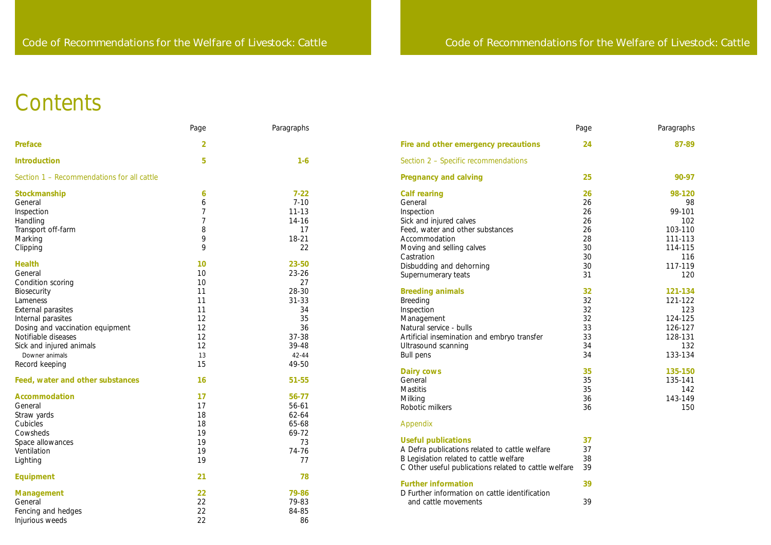# Contents

| | Page | Paragraphs |
|---|---|---|
| **Preface** | **2** | |
| **Introduction** | **5** | **1-6** |
| Section 1 – Recommendations for all cattle | | |
| **Stockmanship** | **6** | **7-22** |
| General | 6 | 7-10 |
| Inspection | 7 | 11-13 |
| Handling | 7 | 14-16 |
| Transport off-farm | 8 | 17 |
| Marking | 9 | 18-21 |
| Clipping | 9 | 22 |
| **Health** | **10** | **23-50** |
| General | 10 | 23-26 |
| Condition scoring | 10 | 27 |
| Biosecurity | 11 | 28-30 |
| Lameness | 11 | 31-33 |
| External parasites | 11 | 34 |
| Internal parasites | 12 | 35 |
| Dosing and vaccination equipment | 12 | 36 |
| Notifiable diseases | 12 | 37-38 |
| Sick and injured animals | 12 | 39-48 |
| Downer animals | 13 | 42-44 |
| Record keeping | 15 | 49-50 |
| **Feed, water and other substances** | **16** | **51-55** |
| **Accommodation** | **17** | **56-77** |
| General | 17 | 56-61 |
| Straw yards | 18 | 62-64 |
| Cubicles | 18 | 65-68 |
| Cowsheds | 19 | 69-72 |
| Space allowances | 19 | 73 |
| Ventilation | 19 | 74-76 |
| Lighting | 19 | 77 |
| **Equipment** | **21** | **78** |
| **Management** | **22** | **79-86** |
| General | 22 | 79-83 |
| Fencing and hedges | 22 | 84-85 |
| Injurious weeds | 22 | 86 |
| **Fire and other emergency precautions** | **24** | **87-89** |
| Section 2 – Specific recommendations | | |
| **Pregnancy and calving** | **25** | **90-97** |
| **Calf rearing** | **26** | **98-120** |
| General | 26 | 98 |
| Inspection | 26 | 99-101 |
| Sick and injured calves | 26 | 102 |
| Feed, water and other substances | 26 | 103-110 |
| Accommodation | 28 | 111-113 |
| Moving and selling calves | 30 | 114-115 |
| Castration | 30 | 116 |
| Disbudding and dehorning | 30 | 117-119 |
| Supernumerary teats | 31 | 120 |
| **Breeding animals** | **32** | **121-134** |
| Breeding | 32 | 121-122 |
| Inspection | 32 | 123 |
| Management | 32 | 124-125 |
| Natural service - bulls | 33 | 126-127 |
| Artificial insemination and embryo transfer | 33 | 128-131 |
| Ultrasound scanning | 34 | 132 |
| Bull pens | 34 | 133-134 |
| **Dairy cows** | **35** | **135-150** |
| General | 35 | 135-141 |
| Mastitis | 35 | 142 |
| Milking | 36 | 143-149 |
| Robotic milkers | 36 | 150 |
| Appendix | | |
| **Useful publications** | **37** | |
| A Defra publications related to cattle welfare | 37 | |
| B Legislation related to cattle welfare | 38 | |
| C Other useful publications related to cattle welfare | 39 | |
| **Further information** | **39** | |
| D Further information on cattle identification and cattle movements | 39 | |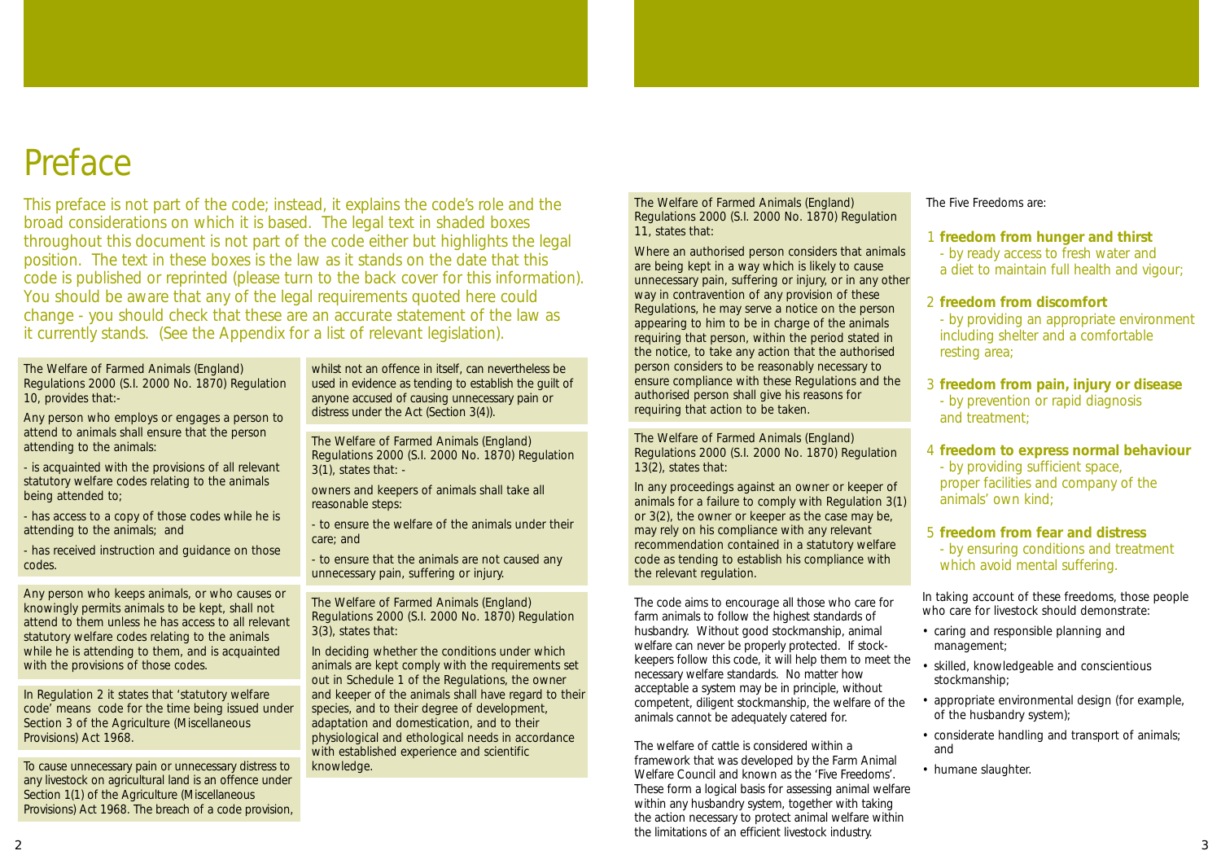# Preface

This preface is not part of the code; instead, it explains the code's role and the broad considerations on which it is based. The legal text in shaded boxes throughout this document is not part of the code either but highlights the legal position. The text in these boxes is the law as it stands on the date that this code is published or reprinted (please turn to the back cover for this information). You should be aware that any of the legal requirements quoted here could change - you should check that these are an accurate statement of the law as it currently stands. (See the Appendix for a list of relevant legislation).

The Welfare of Farmed Animals (England) Regulations 2000 (S.I. 2000 No. 1870) Regulation 10, provides that:-

Any person who employs or engages a person to attend to animals shall ensure that the person attending to the animals:

- is acquainted with the provisions of all relevant statutory welfare codes relating to the animals being attended to;

- has access to a copy of those codes while he is attending to the animals; and

- has received instruction and guidance on those codes.

Any person who keeps animals, or who causes or knowingly permits animals to be kept, shall not attend to them unless he has access to all relevant statutory welfare codes relating to the animals while he is attending to them, and is acquainted with the provisions of those codes.

In Regulation 2 it states that 'statutory welfare code' means code for the time being issued under Section 3 of the Agriculture (Miscellaneous Provisions) Act 1968.

To cause unnecessary pain or unnecessary distress to any livestock on agricultural land is an offence under Section 1(1) of the Agriculture (Miscellaneous Provisions) Act 1968. The breach of a code provision, whilst not an offence in itself, can nevertheless be used in evidence as tending to establish the guilt of anyone accused of causing unnecessary pain or distress under the Act (Section 3(4)).

The Welfare of Farmed Animals (England) Regulations 2000 (S.I. 2000 No. 1870) Regulation 3(1), states that: -

owners and keepers of animals shall take all reasonable steps:

- to ensure the welfare of the animals under their care; and

- to ensure that the animals are not caused any unnecessary pain, suffering or injury.

The Welfare of Farmed Animals (England) Regulations 2000 (S.I. 2000 No. 1870) Regulation 3(3), states that:

In deciding whether the conditions under which animals are kept comply with the requirements set out in Schedule 1 of the Regulations, the owner and keeper of the animals shall have regard to their species, and to their degree of development, adaptation and domestication, and to their physiological and ethological needs in accordance with established experience and scientific knowledge.

The Welfare of Farmed Animals (England) Regulations 2000 (S.I. 2000 No. 1870) Regulation 11, states that:

Where an authorised person considers that animals are being kept in a way which is likely to cause unnecessary pain, suffering or injury, or in any other way in contravention of any provision of these Regulations, he may serve a notice on the person appearing to him to be in charge of the animals requiring that person, within the period stated in the notice, to take any action that the authorised person considers to be reasonably necessary to ensure compliance with these Regulations and the authorised person shall give his reasons for requiring that action to be taken.

The Welfare of Farmed Animals (England) Regulations 2000 (S.I. 2000 No. 1870) Regulation 13(2), states that:

In any proceedings against an owner or keeper of animals for a failure to comply with Regulation 3(1) or 3(2), the owner or keeper as the case may be, may rely on his compliance with any relevant recommendation contained in a statutory welfare code as tending to establish his compliance with the relevant regulation.

The code aims to encourage all those who care for farm animals to follow the highest standards of husbandry. Without good stockmanship, animal welfare can never be properly protected. If stock-keepers follow this code, it will help them to meet the necessary welfare standards. No matter how acceptable a system may be in principle, without competent, diligent stockmanship, the welfare of the animals cannot be adequately catered for.

The welfare of cattle is considered within a framework that was developed by the Farm Animal Welfare Council and known as the 'Five Freedoms'. These form a logical basis for assessing animal welfare within any husbandry system, together with taking the action necessary to protect animal welfare within the limitations of an efficient livestock industry.

The Five Freedoms are:

1. **freedom from hunger and thirst**
   - by ready access to fresh water and a diet to maintain full health and vigour;
2. **freedom from discomfort**
   - by providing an appropriate environment including shelter and a comfortable resting area;
3. **freedom from pain, injury or disease**
   - by prevention or rapid diagnosis and treatment;
4. **freedom to express normal behaviour**
   - by providing sufficient space, proper facilities and company of the animals' own kind;
5. **freedom from fear and distress**
   - by ensuring conditions and treatment which avoid mental suffering.

In taking account of these freedoms, those people who care for livestock should demonstrate:

- caring and responsible planning and management;
- skilled, knowledgeable and conscientious stockmanship;
- appropriate environmental design (for example, of the husbandry system);
- considerate handling and transport of animals; and
- humane slaughter.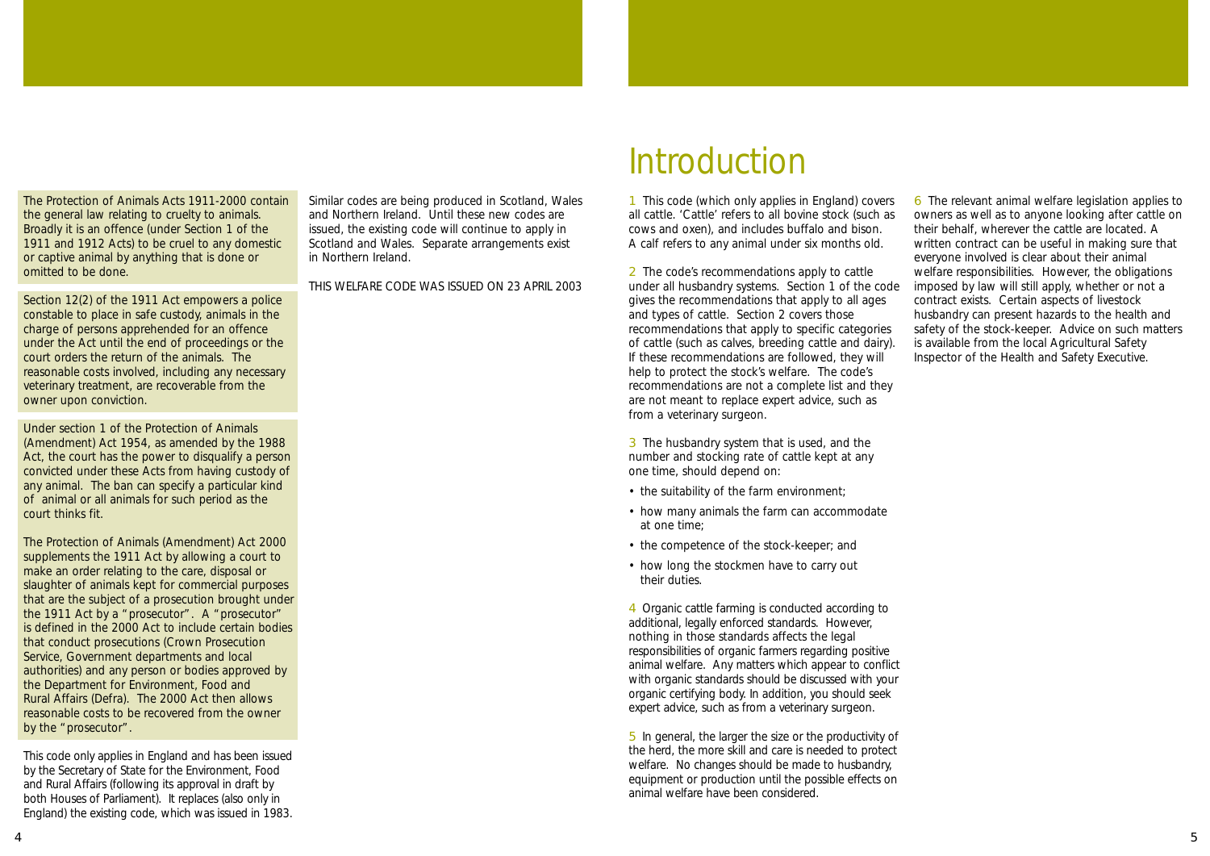The Protection of Animals Acts 1911-2000 contain the general law relating to cruelty to animals. Broadly it is an offence (under Section 1 of the 1911 and 1912 Acts) to be cruel to any domestic or captive animal by anything that is done or omitted to be done.

Section 12(2) of the 1911 Act empowers a police constable to place in safe custody, animals in the charge of persons apprehended for an offence under the Act until the end of proceedings or the court orders the return of the animals. The reasonable costs involved, including any necessary veterinary treatment, are recoverable from the owner upon conviction.

Under section 1 of the Protection of Animals (Amendment) Act 1954, as amended by the 1988 Act, the court has the power to disqualify a person convicted under these Acts from having custody of any animal. The ban can specify a particular kind of animal or all animals for such period as the court thinks fit.

The Protection of Animals (Amendment) Act 2000 supplements the 1911 Act by allowing a court to make an order relating to the care, disposal or slaughter of animals kept for commercial purposes that are the subject of a prosecution brought under the 1911 Act by a "prosecutor". A "prosecutor" is defined in the 2000 Act to include certain bodies that conduct prosecutions (Crown Prosecution Service, Government departments and local authorities) and any person or bodies approved by the Department for Environment, Food and Rural Affairs (Defra). The 2000 Act then allows reasonable costs to be recovered from the owner by the "prosecutor".

This code only applies in England and has been issued by the Secretary of State for the Environment, Food and Rural Affairs (following its approval in draft by both Houses of Parliament). It replaces (also only in England) the existing code, which was issued in 1983.

Similar codes are being produced in Scotland, Wales and Northern Ireland. Until these new codes are issued, the existing code will continue to apply in Scotland and Wales. Separate arrangements exist in Northern Ireland.

THIS WELFARE CODE WAS ISSUED ON 23 APRIL 2003

# Introduction

1 This code (which only applies in England) covers all cattle. 'Cattle' refers to all bovine stock (such as cows and oxen), and includes buffalo and bison. A calf refers to any animal under six months old.

2 The code's recommendations apply to cattle under all husbandry systems. Section 1 of the code gives the recommendations that apply to all ages and types of cattle. Section 2 covers those recommendations that apply to specific categories of cattle (such as calves, breeding cattle and dairy). If these recommendations are followed, they will help to protect the stock's welfare. The code's recommendations are not a complete list and they are not meant to replace expert advice, such as from a veterinary surgeon.

3 The husbandry system that is used, and the number and stocking rate of cattle kept at any one time, should depend on:

- the suitability of the farm environment;
- how many animals the farm can accommodate at one time;
- the competence of the stock-keeper; and
- how long the stockmen have to carry out their duties.

4 Organic cattle farming is conducted according to additional, legally enforced standards. However, nothing in those standards affects the legal responsibilities of organic farmers regarding positive animal welfare. Any matters which appear to conflict with organic standards should be discussed with your organic certifying body. In addition, you should seek expert advice, such as from a veterinary surgeon.

5 In general, the larger the size or the productivity of the herd, the more skill and care is needed to protect welfare. No changes should be made to husbandry, equipment or production until the possible effects on animal welfare have been considered.

6 The relevant animal welfare legislation applies to owners as well as to anyone looking after cattle on their behalf, wherever the cattle are located. A written contract can be useful in making sure that everyone involved is clear about their animal welfare responsibilities. However, the obligations imposed by law will still apply, whether or not a contract exists. Certain aspects of livestock husbandry can present hazards to the health and safety of the stock-keeper. Advice on such matters is available from the local Agricultural Safety Inspector of the Health and Safety Executive.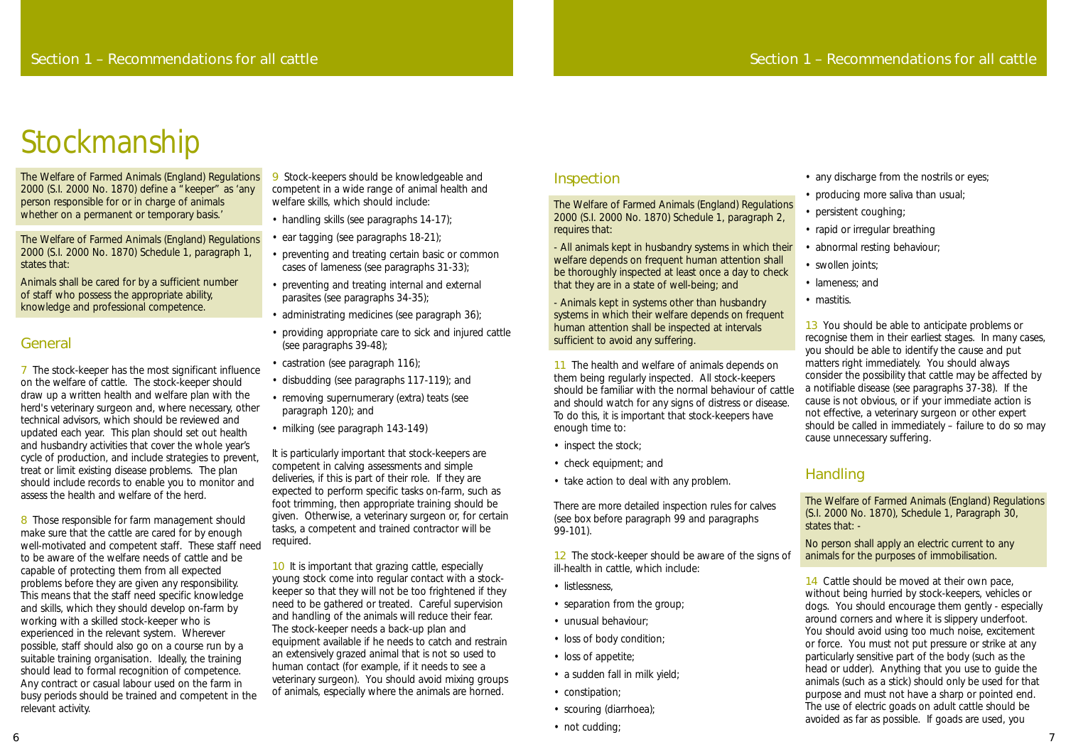# Stockmanship

The Welfare of Farmed Animals (England) Regulations 2000 (S.I. 2000 No. 1870) define a "keeper" as 'any person responsible for or in charge of animals whether on a permanent or temporary basis.'

The Welfare of Farmed Animals (England) Regulations 2000 (S.I. 2000 No. 1870) Schedule 1, paragraph 1, states that:

Animals shall be cared for by a sufficient number of staff who possess the appropriate ability, knowledge and professional competence.

## General

7 The stock-keeper has the most significant influence on the welfare of cattle. The stock-keeper should draw up a written health and welfare plan with the herd's veterinary surgeon and, where necessary, other technical advisors, which should be reviewed and updated each year. This plan should set out health and husbandry activities that cover the whole year's cycle of production, and include strategies to prevent, treat or limit existing disease problems. The plan should include records to enable you to monitor and assess the health and welfare of the herd.

8 Those responsible for farm management should make sure that the cattle are cared for by enough well-motivated and competent staff. These staff need to be aware of the welfare needs of cattle and be capable of protecting them from all expected problems before they are given any responsibility. This means that the staff need specific knowledge and skills, which they should develop on-farm by working with a skilled stock-keeper who is experienced in the relevant system. Wherever possible, staff should also go on a course run by a suitable training organisation. Ideally, the training should lead to formal recognition of competence. Any contract or casual labour used on the farm in busy periods should be trained and competent in the relevant activity.

9 Stock-keepers should be knowledgeable and competent in a wide range of animal health and welfare skills, which should include:

- handling skills (see paragraphs 14-17);
- ear tagging (see paragraphs 18-21);
- preventing and treating certain basic or common cases of lameness (see paragraphs 31-33);
- preventing and treating internal and external parasites (see paragraphs 34-35);
- administrating medicines (see paragraph 36);
- providing appropriate care to sick and injured cattle (see paragraphs 39-48);
- castration (see paragraph 116);
- disbudding (see paragraphs 117-119); and
- removing supernumerary (extra) teats (see paragraph 120); and
- milking (see paragraph 143-149)

It is particularly important that stock-keepers are competent in calving assessments and simple deliveries, if this is part of their role. If they are expected to perform specific tasks on-farm, such as foot trimming, then appropriate training should be given. Otherwise, a veterinary surgeon or, for certain tasks, a competent and trained contractor will be required.

10 It is important that grazing cattle, especially young stock come into regular contact with a stock-keeper so that they will not be too frightened if they need to be gathered or treated. Careful supervision and handling of the animals will reduce their fear. The stock-keeper needs a back-up plan and equipment available if he needs to catch and restrain an extensively grazed animal that is not so used to human contact (for example, if it needs to see a veterinary surgeon). You should avoid mixing groups of animals, especially where the animals are horned.

## Inspection

The Welfare of Farmed Animals (England) Regulations 2000 (S.I. 2000 No. 1870) Schedule 1, paragraph 2, requires that:

- All animals kept in husbandry systems in which their welfare depends on frequent human attention shall be thoroughly inspected at least once a day to check that they are in a state of well-being; and

- Animals kept in systems other than husbandry systems in which their welfare depends on frequent human attention shall be inspected at intervals sufficient to avoid any suffering.

11 The health and welfare of animals depends on them being regularly inspected. All stock-keepers should be familiar with the normal behaviour of cattle and should watch for any signs of distress or disease. To do this, it is important that stock-keepers have enough time to:

- inspect the stock;
- check equipment; and
- take action to deal with any problem.

There are more detailed inspection rules for calves (see box before paragraph 99 and paragraphs 99-101).

12 The stock-keeper should be aware of the signs of ill-health in cattle, which include:

- listlessness,
- separation from the group;
- unusual behaviour;
- loss of body condition;
- loss of appetite;
- a sudden fall in milk yield;
- constipation;
- scouring (diarrhoea);
- not cudding;
- any discharge from the nostrils or eyes;
- producing more saliva than usual;
- persistent coughing;
- rapid or irregular breathing
- abnormal resting behaviour;
- swollen joints;
- lameness; and
- mastitis.

13 You should be able to anticipate problems or recognise them in their earliest stages. In many cases, you should be able to identify the cause and put matters right immediately. You should always consider the possibility that cattle may be affected by a notifiable disease (see paragraphs 37-38). If the cause is not obvious, or if your immediate action is not effective, a veterinary surgeon or other expert should be called in immediately – failure to do so may cause unnecessary suffering.

## Handling

The Welfare of Farmed Animals (England) Regulations (S.I. 2000 No. 1870), Schedule 1, Paragraph 30, states that: -

No person shall apply an electric current to any animals for the purposes of immobilisation.

14 Cattle should be moved at their own pace, without being hurried by stock-keepers, vehicles or dogs. You should encourage them gently - especially around corners and where it is slippery underfoot. You should avoid using too much noise, excitement or force. You must not put pressure or strike at any particularly sensitive part of the body (such as the head or udder). Anything that you use to guide the animals (such as a stick) should only be used for that purpose and must not have a sharp or pointed end. The use of electric goads on adult cattle should be avoided as far as possible. If goads are used, you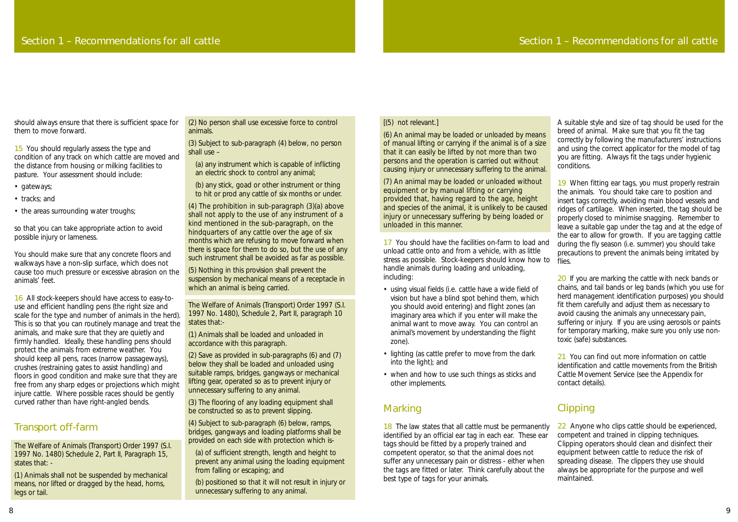should always ensure that there is sufficient space for them to move forward.

15 You should regularly assess the type and condition of any track on which cattle are moved and the distance from housing or milking facilities to pasture. Your assessment should include:

- gateways;
- tracks; and
- the areas surrounding water troughs;

so that you can take appropriate action to avoid possible injury or lameness.

You should make sure that any concrete floors and walkways have a non-slip surface, which does not cause too much pressure or excessive abrasion on the animals' feet.

16 All stock-keepers should have access to easy-to-use and efficient handling pens (the right size and scale for the type and number of animals in the herd). This is so that you can routinely manage and treat the animals, and make sure that they are quietly and firmly handled. Ideally, these handling pens should protect the animals from extreme weather. You should keep all pens, races (narrow passageways), crushes (restraining gates to assist handling) and floors in good condition and make sure that they are free from any sharp edges or projections which might injure cattle. Where possible races should be gently curved rather than have right-angled bends.

## Transport off-farm

The Welfare of Animals (Transport) Order 1997 (S.I. 1997 No. 1480), Schedule 2, Part II, Paragraph 15, states that: -

(1) Animals shall not be suspended by mechanical means, nor lifted or dragged by the head, horns, legs or tail.

(2) No person shall use excessive force to control animals.

(3) Subject to sub-paragraph (4) below, no person shall use –

(a) any instrument which is capable of inflicting an electric shock to control any animal;

(b) any stick, goad or other instrument or thing to hit or prod any cattle of six months or under.

(4) The prohibition in sub-paragraph (3)(a) above shall not apply to the use of any instrument of a kind mentioned in the sub-paragraph, on the hindquarters of any cattle over the age of six months which are refusing to move forward when there is space for them to do so, but the use of any such instrument shall be avoided as far as possible.

(5) Nothing in this provision shall prevent the suspension by mechanical means of a receptacle in which an animal is being carried.

The Welfare of Animals (Transport) Order 1997 (S.I. 1997 No. 1480), Schedule 2, Part II, paragraph 10 states that:-

(1) Animals shall be loaded and unloaded in accordance with this paragraph.

(2) Save as provided in sub-paragraphs (6) and (7) below they shall be loaded and unloaded using suitable ramps, bridges, gangways or mechanical lifting gear, operated so as to prevent injury or unnecessary suffering to any animal.

(3) The flooring of any loading equipment shall be constructed so as to prevent slipping.

(4) Subject to sub-paragraph (6) below, ramps, bridges, gangways and loading platforms shall be provided on each side with protection which is-

(a) of sufficient strength, length and height to prevent any animal using the loading equipment from falling or escaping; and

(b) positioned so that it will not result in injury or unnecessary suffering to any animal.

[(5) not relevant.]

(6) An animal may be loaded or unloaded by means of manual lifting or carrying if the animal is of a size that it can easily be lifted by not more than two persons and the operation is carried out without causing injury or unnecessary suffering to the animal.

(7) An animal may be loaded or unloaded without equipment or by manual lifting or carrying provided that, having regard to the age, height and species of the animal, it is unlikely to be caused injury or unnecessary suffering by being loaded or unloaded in this manner.

17 You should have the facilities on-farm to load and unload cattle onto and from a vehicle, with as little stress as possible. Stock-keepers should know how to handle animals during loading and unloading, including:

- using visual fields (i.e. cattle have a wide field of vision but have a blind spot behind them, which you should avoid entering) and flight zones (an imaginary area which if you enter will make the animal want to move away. You can control an animal's movement by understanding the flight zone).
- lighting (as cattle prefer to move from the dark into the light); and
- when and how to use such things as sticks and other implements.

## Marking

18 The law states that all cattle must be permanently identified by an official ear tag in each ear. These ear tags should be fitted by a properly trained and competent operator, so that the animal does not suffer any unnecessary pain or distress - either when the tags are fitted or later. Think carefully about the best type of tags for your animals.

A suitable style and size of tag should be used for the breed of animal. Make sure that you fit the tag correctly by following the manufacturers' instructions and using the correct applicator for the model of tag you are fitting. Always fit the tags under hygienic conditions.

19 When fitting ear tags, you must properly restrain the animals. You should take care to position and insert tags correctly, avoiding main blood vessels and ridges of cartilage. When inserted, the tag should be properly closed to minimise snagging. Remember to leave a suitable gap under the tag and at the edge of the ear to allow for growth. If you are tagging cattle during the fly season (i.e. summer) you should take precautions to prevent the animals being irritated by flies.

20 If you are marking the cattle with neck bands or chains, and tail bands or leg bands (which you use for herd management identification purposes) you should fit them carefully and adjust them as necessary to avoid causing the animals any unnecessary pain, suffering or injury. If you are using aerosols or paints for temporary marking, make sure you only use non-toxic (safe) substances.

21 You can find out more information on cattle identification and cattle movements from the British Cattle Movement Service (see the Appendix for contact details).

## Clipping

22 Anyone who clips cattle should be experienced, competent and trained in clipping techniques. Clipping operators should clean and disinfect their equipment between cattle to reduce the risk of spreading disease. The clippers they use should always be appropriate for the purpose and well maintained.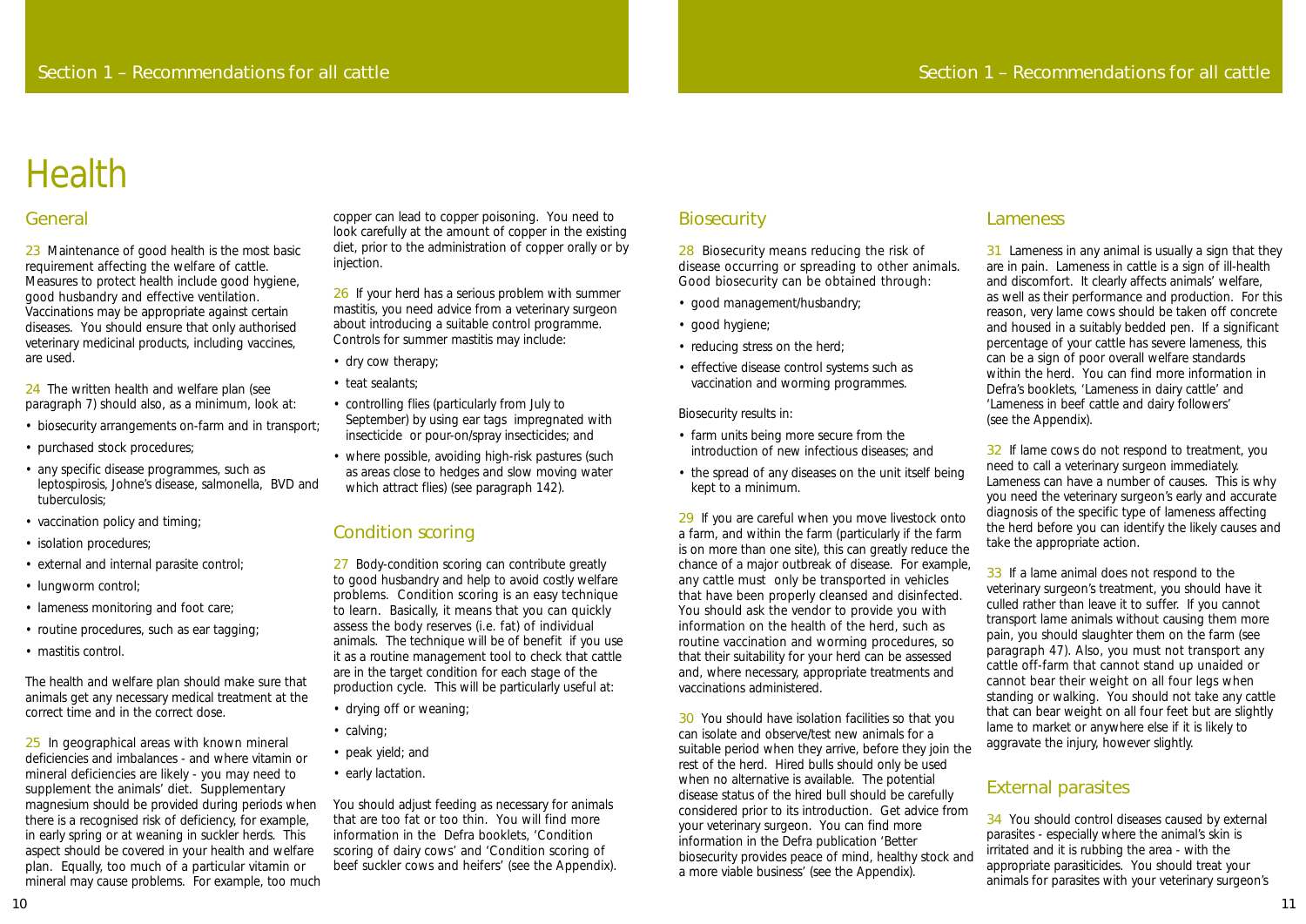# Health

## General

23 Maintenance of good health is the most basic requirement affecting the welfare of cattle. Measures to protect health include good hygiene, good husbandry and effective ventilation. Vaccinations may be appropriate against certain diseases. You should ensure that only authorised veterinary medicinal products, including vaccines, are used.

24 The written health and welfare plan (see paragraph 7) should also, as a minimum, look at:

- biosecurity arrangements on-farm and in transport;
- purchased stock procedures;
- any specific disease programmes, such as leptospirosis, Johne's disease, salmonella, BVD and tuberculosis;
- vaccination policy and timing;
- isolation procedures;
- external and internal parasite control;
- lungworm control;
- lameness monitoring and foot care;
- routine procedures, such as ear tagging;
- mastitis control.

The health and welfare plan should make sure that animals get any necessary medical treatment at the correct time and in the correct dose.

25 In geographical areas with known mineral deficiencies and imbalances - and where vitamin or mineral deficiencies are likely - you may need to supplement the animals' diet. Supplementary magnesium should be provided during periods when there is a recognised risk of deficiency, for example, in early spring or at weaning in suckler herds. This aspect should be covered in your health and welfare plan. Equally, too much of a particular vitamin or mineral may cause problems. For example, too much copper can lead to copper poisoning. You need to look carefully at the amount of copper in the existing diet, prior to the administration of copper orally or by injection.

26 If your herd has a serious problem with summer mastitis, you need advice from a veterinary surgeon about introducing a suitable control programme. Controls for summer mastitis may include:

- dry cow therapy;
- teat sealants;
- controlling flies (particularly from July to September) by using ear tags impregnated with insecticide or pour-on/spray insecticides; and
- where possible, avoiding high-risk pastures (such as areas close to hedges and slow moving water which attract flies) (see paragraph 142).

## Condition scoring

27 Body-condition scoring can contribute greatly to good husbandry and help to avoid costly welfare problems. Condition scoring is an easy technique to learn. Basically, it means that you can quickly assess the body reserves (i.e. fat) of individual animals. The technique will be of benefit if you use it as a routine management tool to check that cattle are in the target condition for each stage of the production cycle. This will be particularly useful at:

- drying off or weaning;
- calving;
- peak yield; and
- early lactation.

You should adjust feeding as necessary for animals that are too fat or too thin. You will find more information in the Defra booklets, 'Condition scoring of dairy cows' and 'Condition scoring of beef suckler cows and heifers' (see the Appendix).

## Biosecurity

28 Biosecurity means reducing the risk of disease occurring or spreading to other animals. Good biosecurity can be obtained through:

- good management/husbandry;
- good hygiene;
- reducing stress on the herd;
- effective disease control systems such as vaccination and worming programmes.

Biosecurity results in:

- farm units being more secure from the introduction of new infectious diseases; and
- the spread of any diseases on the unit itself being kept to a minimum.

29 If you are careful when you move livestock onto a farm, and within the farm (particularly if the farm is on more than one site), this can greatly reduce the chance of a major outbreak of disease. For example, any cattle must only be transported in vehicles that have been properly cleansed and disinfected. You should ask the vendor to provide you with information on the health of the herd, such as routine vaccination and worming procedures, so that their suitability for your herd can be assessed and, where necessary, appropriate treatments and vaccinations administered.

30 You should have isolation facilities so that you can isolate and observe/test new animals for a suitable period when they arrive, before they join the rest of the herd. Hired bulls should only be used when no alternative is available. The potential disease status of the hired bull should be carefully considered prior to its introduction. Get advice from your veterinary surgeon. You can find more information in the Defra publication 'Better biosecurity provides peace of mind, healthy stock and a more viable business' (see the Appendix).

## Lameness

31 Lameness in any animal is usually a sign that they are in pain. Lameness in cattle is a sign of ill-health and discomfort. It clearly affects animals' welfare, as well as their performance and production. For this reason, very lame cows should be taken off concrete and housed in a suitably bedded pen. If a significant percentage of your cattle has severe lameness, this can be a sign of poor overall welfare standards within the herd. You can find more information in Defra's booklets, 'Lameness in dairy cattle' and 'Lameness in beef cattle and dairy followers' (see the Appendix).

32 If lame cows do not respond to treatment, you need to call a veterinary surgeon immediately. Lameness can have a number of causes. This is why you need the veterinary surgeon's early and accurate diagnosis of the specific type of lameness affecting the herd before you can identify the likely causes and take the appropriate action.

33 If a lame animal does not respond to the veterinary surgeon's treatment, you should have it culled rather than leave it to suffer. If you cannot transport lame animals without causing them more pain, you should slaughter them on the farm (see paragraph 47). Also, you must not transport any cattle off-farm that cannot stand up unaided or cannot bear their weight on all four legs when standing or walking. You should not take any cattle that can bear weight on all four feet but are slightly lame to market or anywhere else if it is likely to aggravate the injury, however slightly.

## External parasites

34 You should control diseases caused by external parasites - especially where the animal's skin is irritated and it is rubbing the area - with the appropriate parasiticides. You should treat your animals for parasites with your veterinary surgeon's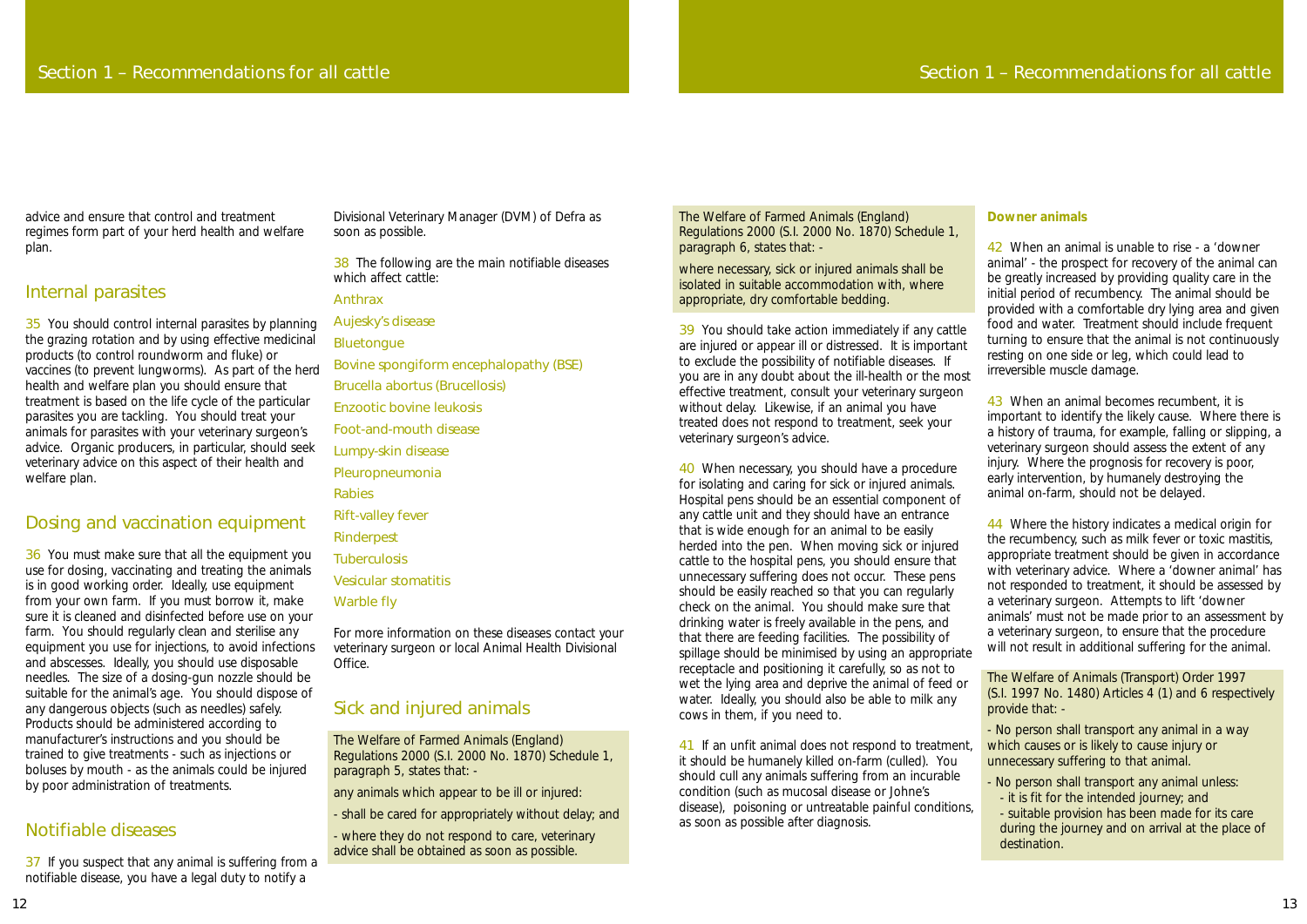advice and ensure that control and treatment regimes form part of your herd health and welfare plan.

## Internal parasites

35 You should control internal parasites by planning the grazing rotation and by using effective medicinal products (to control roundworm and fluke) or vaccines (to prevent lungworms). As part of the herd health and welfare plan you should ensure that treatment is based on the life cycle of the particular parasites you are tackling. You should treat your animals for parasites with your veterinary surgeon's advice. Organic producers, in particular, should seek veterinary advice on this aspect of their health and welfare plan.

## Dosing and vaccination equipment

36 You must make sure that all the equipment you use for dosing, vaccinating and treating the animals is in good working order. Ideally, use equipment from your own farm. If you must borrow it, make sure it is cleaned and disinfected before use on your farm. You should regularly clean and sterilise any equipment you use for injections, to avoid infections and abscesses. Ideally, you should use disposable needles. The size of a dosing-gun nozzle should be suitable for the animal's age. You should dispose of any dangerous objects (such as needles) safely. Products should be administered according to manufacturer's instructions and you should be trained to give treatments - such as injections or boluses by mouth - as the animals could be injured by poor administration of treatments.

## Notifiable diseases

37 If you suspect that any animal is suffering from a notifiable disease, you have a legal duty to notify a Divisional Veterinary Manager (DVM) of Defra as soon as possible.

38 The following are the main notifiable diseases which affect cattle:

- Anthrax
- Aujesky's disease
- Bluetongue
- Bovine spongiform encephalopathy (BSE)
- Brucella abortus (Brucellosis)
- Enzootic bovine leukosis
- Foot-and-mouth disease
- Lumpy-skin disease
- Pleuropneumonia
- Rabies
- Rift-valley fever
- Rinderpest
- Tuberculosis
- Vesicular stomatitis
- Warble fly

For more information on these diseases contact your veterinary surgeon or local Animal Health Divisional Office.

## Sick and injured animals

> The Welfare of Farmed Animals (England) Regulations 2000 (S.I. 2000 No. 1870) Schedule 1, paragraph 5, states that: -
>
> any animals which appear to be ill or injured:
>
> - shall be cared for appropriately without delay; and
>
> - where they do not respond to care, veterinary advice shall be obtained as soon as possible.

> The Welfare of Farmed Animals (England) Regulations 2000 (S.I. 2000 No. 1870) Schedule 1, paragraph 6, states that: -
>
> where necessary, sick or injured animals shall be isolated in suitable accommodation with, where appropriate, dry comfortable bedding.

39 You should take action immediately if any cattle are injured or appear ill or distressed. It is important to exclude the possibility of notifiable diseases. If you are in any doubt about the ill-health or the most effective treatment, consult your veterinary surgeon without delay. Likewise, if an animal you have treated does not respond to treatment, seek your veterinary surgeon's advice.

40 When necessary, you should have a procedure for isolating and caring for sick or injured animals. Hospital pens should be an essential component of any cattle unit and they should have an entrance that is wide enough for an animal to be easily herded into the pen. When moving sick or injured cattle to the hospital pens, you should ensure that unnecessary suffering does not occur. These pens should be easily reached so that you can regularly check on the animal. You should make sure that drinking water is freely available in the pens, and that there are feeding facilities. The possibility of spillage should be minimised by using an appropriate receptacle and positioning it carefully, so as not to wet the lying area and deprive the animal of feed or water. Ideally, you should also be able to milk any cows in them, if you need to.

41 If an unfit animal does not respond to treatment, it should be humanely killed on-farm (culled). You should cull any animals suffering from an incurable condition (such as mucosal disease or Johne's disease), poisoning or untreatable painful conditions, as soon as possible after diagnosis.

### Downer animals

42 When an animal is unable to rise - a 'downer animal' - the prospect for recovery of the animal can be greatly increased by providing quality care in the initial period of recumbency. The animal should be provided with a comfortable dry lying area and given food and water. Treatment should include frequent turning to ensure that the animal is not continuously resting on one side or leg, which could lead to irreversible muscle damage.

43 When an animal becomes recumbent, it is important to identify the likely cause. Where there is a history of trauma, for example, falling or slipping, a veterinary surgeon should assess the extent of any injury. Where the prognosis for recovery is poor, early intervention, by humanely destroying the animal on-farm, should not be delayed.

44 Where the history indicates a medical origin for the recumbency, such as milk fever or toxic mastitis, appropriate treatment should be given in accordance with veterinary advice. Where a 'downer animal' has not responded to treatment, it should be assessed by a veterinary surgeon. Attempts to lift 'downer animals' must not be made prior to an assessment by a veterinary surgeon, to ensure that the procedure will not result in additional suffering for the animal.

> The Welfare of Animals (Transport) Order 1997 (S.I. 1997 No. 1480) Articles 4 (1) and 6 respectively provide that: -
>
> - No person shall transport any animal in a way which causes or is likely to cause injury or unnecessary suffering to that animal.
>
> - No person shall transport any animal unless:
>   - it is fit for the intended journey; and
>   - suitable provision has been made for its care during the journey and on arrival at the place of destination.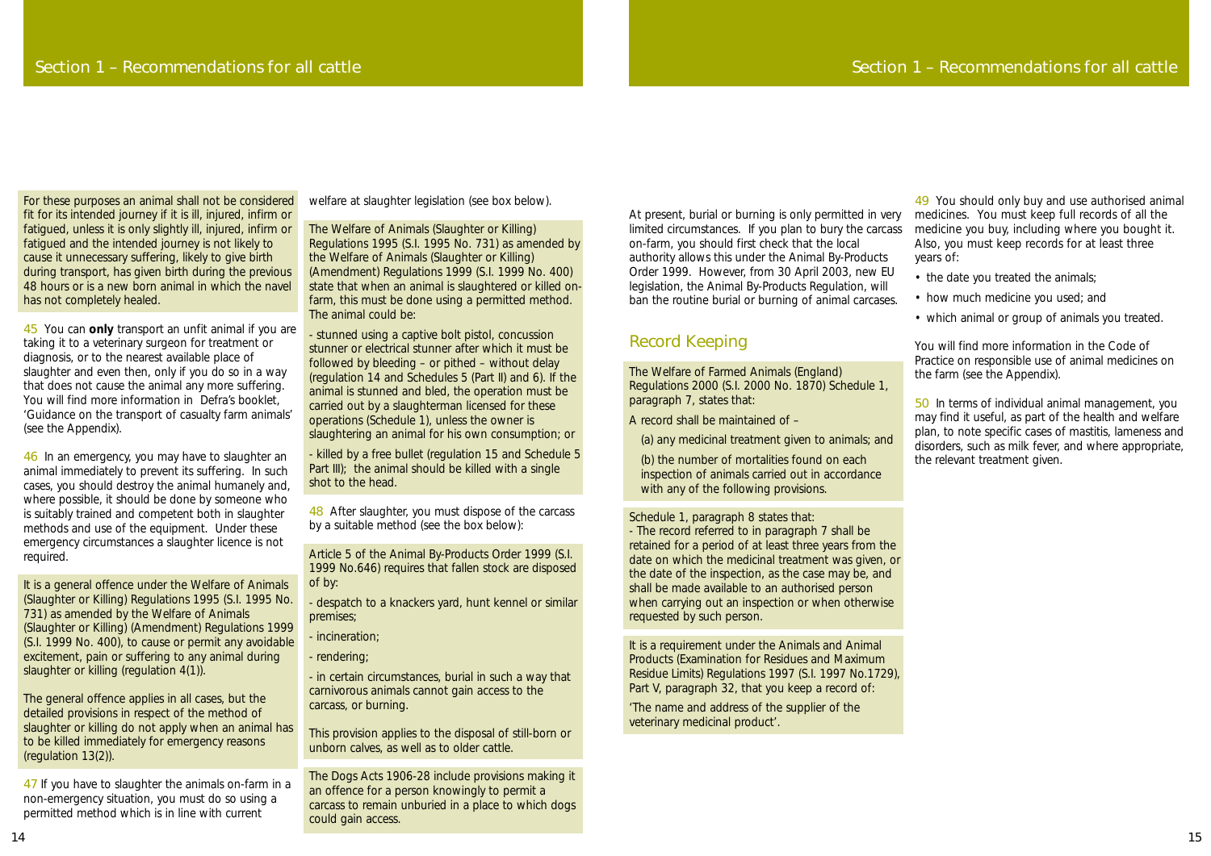For these purposes an animal shall not be considered fit for its intended journey if it is ill, injured, infirm or fatigued, unless it is only slightly ill, injured, infirm or fatigued and the intended journey is not likely to cause it unnecessary suffering, likely to give birth during transport, has given birth during the previous 48 hours or is a new born animal in which the navel has not completely healed.

45 You can **only** transport an unfit animal if you are taking it to a veterinary surgeon for treatment or diagnosis, or to the nearest available place of slaughter and even then, only if you do so in a way that does not cause the animal any more suffering. You will find more information in Defra's booklet, 'Guidance on the transport of casualty farm animals' (see the Appendix).

46 In an emergency, you may have to slaughter an animal immediately to prevent its suffering. In such cases, you should destroy the animal humanely and, where possible, it should be done by someone who is suitably trained and competent both in slaughter methods and use of the equipment. Under these emergency circumstances a slaughter licence is not required.

It is a general offence under the Welfare of Animals (Slaughter or Killing) Regulations 1995 (S.I. 1995 No. 731) as amended by the Welfare of Animals (Slaughter or Killing) (Amendment) Regulations 1999 (S.I. 1999 No. 400), to cause or permit any avoidable excitement, pain or suffering to any animal during slaughter or killing (regulation 4(1)).

The general offence applies in all cases, but the detailed provisions in respect of the method of slaughter or killing do not apply when an animal has to be killed immediately for emergency reasons (regulation 13(2)).

47 If you have to slaughter the animals on-farm in a non-emergency situation, you must do so using a permitted method which is in line with current welfare at slaughter legislation (see box below).

The Welfare of Animals (Slaughter or Killing) Regulations 1995 (S.I. 1995 No. 731) as amended by the Welfare of Animals (Slaughter or Killing) (Amendment) Regulations 1999 (S.I. 1999 No. 400) state that when an animal is slaughtered or killed on-farm, this must be done using a permitted method. The animal could be:

- stunned using a captive bolt pistol, concussion stunner or electrical stunner after which it must be followed by bleeding – or pithed – without delay (regulation 14 and Schedules 5 (Part II) and 6). If the animal is stunned and bled, the operation must be carried out by a slaughterman licensed for these operations (Schedule 1), unless the owner is slaughtering an animal for his own consumption; or

- killed by a free bullet (regulation 15 and Schedule 5 Part III); the animal should be killed with a single shot to the head.

48 After slaughter, you must dispose of the carcass by a suitable method (see the box below):

Article 5 of the Animal By-Products Order 1999 (S.I. 1999 No.646) requires that fallen stock are disposed of by:

- despatch to a knackers yard, hunt kennel or similar premises;

- incineration;

- rendering;

- in certain circumstances, burial in such a way that carnivorous animals cannot gain access to the carcass, or burning.

This provision applies to the disposal of still-born or unborn calves, as well as to older cattle.

The Dogs Acts 1906-28 include provisions making it an offence for a person knowingly to permit a carcass to remain unburied in a place to which dogs could gain access.

At present, burial or burning is only permitted in very limited circumstances. If you plan to bury the carcass on-farm, you should first check that the local authority allows this under the Animal By-Products Order 1999. However, from 30 April 2003, new EU legislation, the Animal By-Products Regulation, will ban the routine burial or burning of animal carcases.

## Record Keeping

The Welfare of Farmed Animals (England) Regulations 2000 (S.I. 2000 No. 1870) Schedule 1, paragraph 7, states that:

A record shall be maintained of –

(a) any medicinal treatment given to animals; and

(b) the number of mortalities found on each inspection of animals carried out in accordance with any of the following provisions.

Schedule 1, paragraph 8 states that:
- The record referred to in paragraph 7 shall be retained for a period of at least three years from the date on which the medicinal treatment was given, or the date of the inspection, as the case may be, and shall be made available to an authorised person when carrying out an inspection or when otherwise requested by such person.

It is a requirement under the Animals and Animal Products (Examination for Residues and Maximum Residue Limits) Regulations 1997 (S.I. 1997 No.1729), Part V, paragraph 32, that you keep a record of:

'The name and address of the supplier of the veterinary medicinal product'.

49 You should only buy and use authorised animal medicines. You must keep full records of all the medicine you buy, including where you bought it. Also, you must keep records for at least three years of:

- the date you treated the animals;
- how much medicine you used; and
- which animal or group of animals you treated.

You will find more information in the Code of Practice on responsible use of animal medicines on the farm (see the Appendix).

50 In terms of individual animal management, you may find it useful, as part of the health and welfare plan, to note specific cases of mastitis, lameness and disorders, such as milk fever, and where appropriate, the relevant treatment given.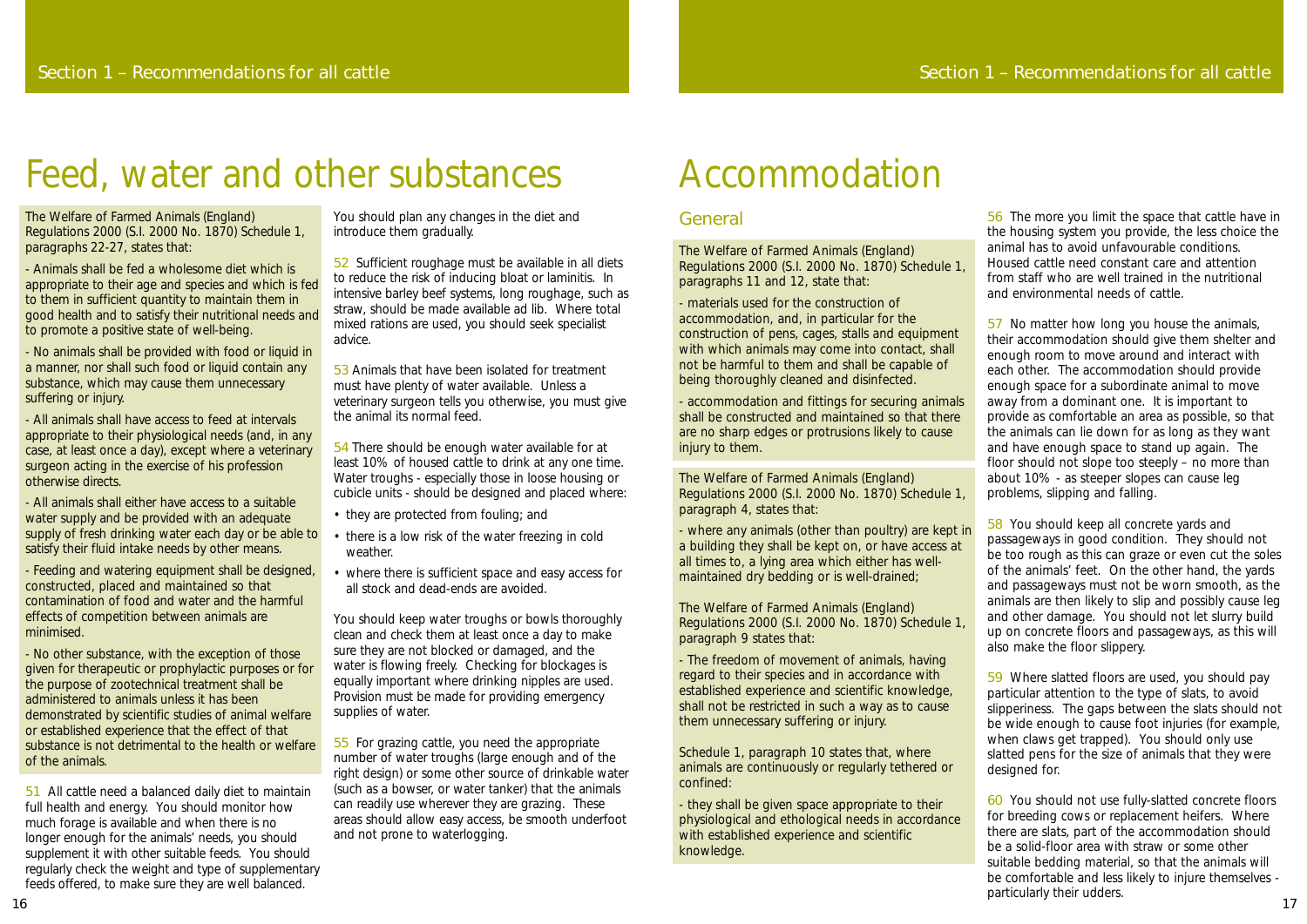# Feed, water and other substances

The Welfare of Farmed Animals (England) Regulations 2000 (S.I. 2000 No. 1870) Schedule 1, paragraphs 22-27, states that:

- Animals shall be fed a wholesome diet which is appropriate to their age and species and which is fed to them in sufficient quantity to maintain them in good health and to satisfy their nutritional needs and to promote a positive state of well-being.

- No animals shall be provided with food or liquid in a manner, nor shall such food or liquid contain any substance, which may cause them unnecessary suffering or injury.

- All animals shall have access to feed at intervals appropriate to their physiological needs (and, in any case, at least once a day), except where a veterinary surgeon acting in the exercise of his profession otherwise directs.

- All animals shall either have access to a suitable water supply and be provided with an adequate supply of fresh drinking water each day or be able to satisfy their fluid intake needs by other means.

- Feeding and watering equipment shall be designed, constructed, placed and maintained so that contamination of food and water and the harmful effects of competition between animals are minimised.

- No other substance, with the exception of those given for therapeutic or prophylactic purposes or for the purpose of zootechnical treatment shall be administered to animals unless it has been demonstrated by scientific studies of animal welfare or established experience that the effect of that substance is not detrimental to the health or welfare of the animals.

51 All cattle need a balanced daily diet to maintain full health and energy. You should monitor how much forage is available and when there is no longer enough for the animals' needs, you should supplement it with other suitable feeds. You should regularly check the weight and type of supplementary feeds offered, to make sure they are well balanced. You should plan any changes in the diet and introduce them gradually.

52 Sufficient roughage must be available in all diets to reduce the risk of inducing bloat or laminitis. In intensive barley beef systems, long roughage, such as straw, should be made available ad lib. Where total mixed rations are used, you should seek specialist advice.

53 Animals that have been isolated for treatment must have plenty of water available. Unless a veterinary surgeon tells you otherwise, you must give the animal its normal feed.

54 There should be enough water available for at least 10% of housed cattle to drink at any one time. Water troughs - especially those in loose housing or cubicle units - should be designed and placed where:

- they are protected from fouling; and
- there is a low risk of the water freezing in cold weather.
- where there is sufficient space and easy access for all stock and dead-ends are avoided.

You should keep water troughs or bowls thoroughly clean and check them at least once a day to make sure they are not blocked or damaged, and the water is flowing freely. Checking for blockages is equally important where drinking nipples are used. Provision must be made for providing emergency supplies of water.

55 For grazing cattle, you need the appropriate number of water troughs (large enough and of the right design) or some other source of drinkable water (such as a bowser, or water tanker) that the animals can readily use wherever they are grazing. These areas should allow easy access, be smooth underfoot and not prone to waterlogging.

# Accommodation

## General

The Welfare of Farmed Animals (England) Regulations 2000 (S.I. 2000 No. 1870) Schedule 1, paragraphs 11 and 12, state that:

- materials used for the construction of accommodation, and, in particular for the construction of pens, cages, stalls and equipment with which animals may come into contact, shall not be harmful to them and shall be capable of being thoroughly cleaned and disinfected.

- accommodation and fittings for securing animals shall be constructed and maintained so that there are no sharp edges or protrusions likely to cause injury to them.

The Welfare of Farmed Animals (England) Regulations 2000 (S.I. 2000 No. 1870) Schedule 1, paragraph 4, states that:

- where any animals (other than poultry) are kept in a building they shall be kept on, or have access at all times to, a lying area which either has well-maintained dry bedding or is well-drained;

The Welfare of Farmed Animals (England) Regulations 2000 (S.I. 2000 No. 1870) Schedule 1, paragraph 9 states that:

- The freedom of movement of animals, having regard to their species and in accordance with established experience and scientific knowledge, shall not be restricted in such a way as to cause them unnecessary suffering or injury.

Schedule 1, paragraph 10 states that, where animals are continuously or regularly tethered or confined:

- they shall be given space appropriate to their physiological and ethological needs in accordance with established experience and scientific knowledge.

56 The more you limit the space that cattle have in the housing system you provide, the less choice the animal has to avoid unfavourable conditions. Housed cattle need constant care and attention from staff who are well trained in the nutritional and environmental needs of cattle.

57 No matter how long you house the animals, their accommodation should give them shelter and enough room to move around and interact with each other. The accommodation should provide enough space for a subordinate animal to move away from a dominant one. It is important to provide as comfortable an area as possible, so that the animals can lie down for as long as they want and have enough space to stand up again. The floor should not slope too steeply – no more than about 10% - as steeper slopes can cause leg problems, slipping and falling.

58 You should keep all concrete yards and passageways in good condition. They should not be too rough as this can graze or even cut the soles of the animals' feet. On the other hand, the yards and passageways must not be worn smooth, as the animals are then likely to slip and possibly cause leg and other damage. You should not let slurry build up on concrete floors and passageways, as this will also make the floor slippery.

59 Where slatted floors are used, you should pay particular attention to the type of slats, to avoid slipperiness. The gaps between the slats should not be wide enough to cause foot injuries (for example, when claws get trapped). You should only use slatted pens for the size of animals that they were designed for.

60 You should not use fully-slatted concrete floors for breeding cows or replacement heifers. Where there are slats, part of the accommodation should be a solid-floor area with straw or some other suitable bedding material, so that the animals will be comfortable and less likely to injure themselves - particularly their udders.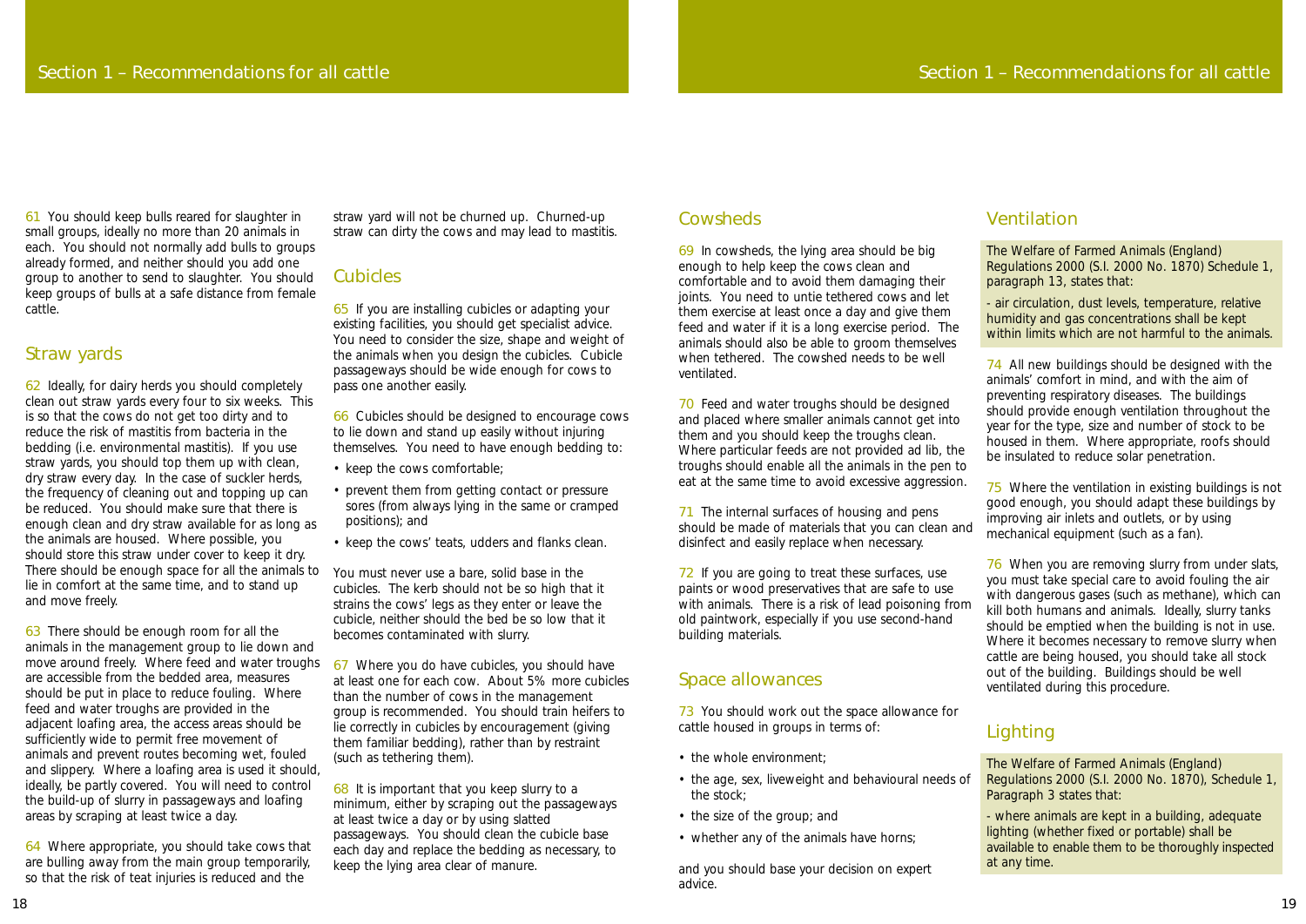61 You should keep bulls reared for slaughter in small groups, ideally no more than 20 animals in each. You should not normally add bulls to groups already formed, and neither should you add one group to another to send to slaughter. You should keep groups of bulls at a safe distance from female cattle.

## Straw yards

62 Ideally, for dairy herds you should completely clean out straw yards every four to six weeks. This is so that the cows do not get too dirty and to reduce the risk of mastitis from bacteria in the bedding (i.e. environmental mastitis). If you use straw yards, you should top them up with clean, dry straw every day. In the case of suckler herds, the frequency of cleaning out and topping up can be reduced. You should make sure that there is enough clean and dry straw available for as long as the animals are housed. Where possible, you should store this straw under cover to keep it dry. There should be enough space for all the animals to lie in comfort at the same time, and to stand up and move freely.

63 There should be enough room for all the animals in the management group to lie down and move around freely. Where feed and water troughs are accessible from the bedded area, measures should be put in place to reduce fouling. Where feed and water troughs are provided in the adjacent loafing area, the access areas should be sufficiently wide to permit free movement of animals and prevent routes becoming wet, fouled and slippery. Where a loafing area is used it should, ideally, be partly covered. You will need to control the build-up of slurry in passageways and loafing areas by scraping at least twice a day.

64 Where appropriate, you should take cows that are bulling away from the main group temporarily, so that the risk of teat injuries is reduced and the straw yard will not be churned up. Churned-up straw can dirty the cows and may lead to mastitis.

## Cubicles

65 If you are installing cubicles or adapting your existing facilities, you should get specialist advice. You need to consider the size, shape and weight of the animals when you design the cubicles. Cubicle passageways should be wide enough for cows to pass one another easily.

66 Cubicles should be designed to encourage cows to lie down and stand up easily without injuring themselves. You need to have enough bedding to:

- keep the cows comfortable;
- prevent them from getting contact or pressure sores (from always lying in the same or cramped positions); and
- keep the cows' teats, udders and flanks clean.

You must never use a bare, solid base in the cubicles. The kerb should not be so high that it strains the cows' legs as they enter or leave the cubicle, neither should the bed be so low that it becomes contaminated with slurry.

67 Where you do have cubicles, you should have at least one for each cow. About 5% more cubicles than the number of cows in the management group is recommended. You should train heifers to lie correctly in cubicles by encouragement (giving them familiar bedding), rather than by restraint (such as tethering them).

68 It is important that you keep slurry to a minimum, either by scraping out the passageways at least twice a day or by using slatted passageways. You should clean the cubicle base each day and replace the bedding as necessary, to keep the lying area clear of manure.

## Cowsheds

69 In cowsheds, the lying area should be big enough to help keep the cows clean and comfortable and to avoid them damaging their joints. You need to untie tethered cows and let them exercise at least once a day and give them feed and water if it is a long exercise period. The animals should also be able to groom themselves when tethered. The cowshed needs to be well ventilated.

70 Feed and water troughs should be designed and placed where smaller animals cannot get into them and you should keep the troughs clean. Where particular feeds are not provided ad lib, the troughs should enable all the animals in the pen to eat at the same time to avoid excessive aggression.

71 The internal surfaces of housing and pens should be made of materials that you can clean and disinfect and easily replace when necessary.

72 If you are going to treat these surfaces, use paints or wood preservatives that are safe to use with animals. There is a risk of lead poisoning from old paintwork, especially if you use second-hand building materials.

## Space allowances

73 You should work out the space allowance for cattle housed in groups in terms of:

- the whole environment;
- the age, sex, liveweight and behavioural needs of the stock;
- the size of the group; and
- whether any of the animals have horns;

and you should base your decision on expert advice.

## Ventilation

The Welfare of Farmed Animals (England) Regulations 2000 (S.I. 2000 No. 1870) Schedule 1, paragraph 13, states that:

- air circulation, dust levels, temperature, relative humidity and gas concentrations shall be kept within limits which are not harmful to the animals.

74 All new buildings should be designed with the animals' comfort in mind, and with the aim of preventing respiratory diseases. The buildings should provide enough ventilation throughout the year for the type, size and number of stock to be housed in them. Where appropriate, roofs should be insulated to reduce solar penetration.

75 Where the ventilation in existing buildings is not good enough, you should adapt these buildings by improving air inlets and outlets, or by using mechanical equipment (such as a fan).

76 When you are removing slurry from under slats, you must take special care to avoid fouling the air with dangerous gases (such as methane), which can kill both humans and animals. Ideally, slurry tanks should be emptied when the building is not in use. Where it becomes necessary to remove slurry when cattle are being housed, you should take all stock out of the building. Buildings should be well ventilated during this procedure.

## Lighting

The Welfare of Farmed Animals (England) Regulations 2000 (S.I. 2000 No. 1870), Schedule 1, Paragraph 3 states that:

- where animals are kept in a building, adequate lighting (whether fixed or portable) shall be available to enable them to be thoroughly inspected at any time.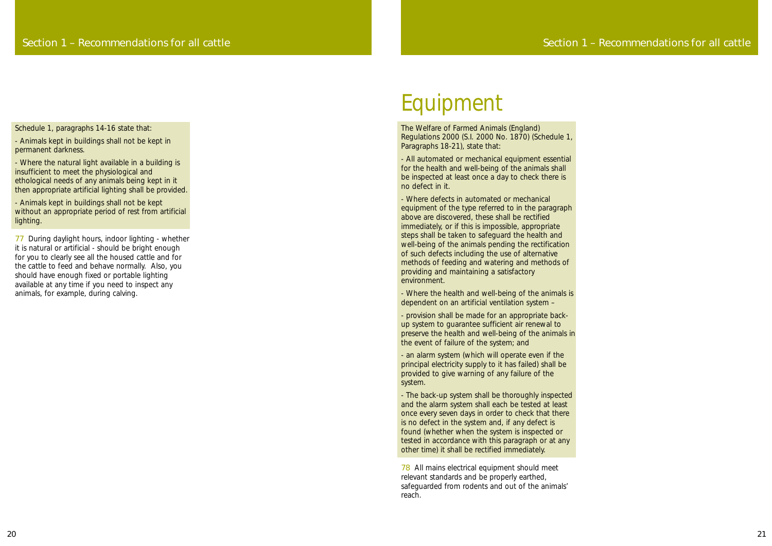Schedule 1, paragraphs 14-16 state that:

- Animals kept in buildings shall not be kept in permanent darkness.

- Where the natural light available in a building is insufficient to meet the physiological and ethological needs of any animals being kept in it then appropriate artificial lighting shall be provided.

- Animals kept in buildings shall not be kept without an appropriate period of rest from artificial lighting.

77 During daylight hours, indoor lighting - whether it is natural or artificial - should be bright enough for you to clearly see all the housed cattle and for the cattle to feed and behave normally. Also, you should have enough fixed or portable lighting available at any time if you need to inspect any animals, for example, during calving.

# Equipment

The Welfare of Farmed Animals (England) Regulations 2000 (S.I. 2000 No. 1870) (Schedule 1, Paragraphs 18-21), state that:

- All automated or mechanical equipment essential for the health and well-being of the animals shall be inspected at least once a day to check there is no defect in it.

- Where defects in automated or mechanical equipment of the type referred to in the paragraph above are discovered, these shall be rectified immediately, or if this is impossible, appropriate steps shall be taken to safeguard the health and well-being of the animals pending the rectification of such defects including the use of alternative methods of feeding and watering and methods of providing and maintaining a satisfactory environment.

- Where the health and well-being of the animals is dependent on an artificial ventilation system –

- provision shall be made for an appropriate back-up system to guarantee sufficient air renewal to preserve the health and well-being of the animals in the event of failure of the system; and

- an alarm system (which will operate even if the principal electricity supply to it has failed) shall be provided to give warning of any failure of the system.

- The back-up system shall be thoroughly inspected and the alarm system shall each be tested at least once every seven days in order to check that there is no defect in the system and, if any defect is found (whether when the system is inspected or tested in accordance with this paragraph or at any other time) it shall be rectified immediately.

78 All mains electrical equipment should meet relevant standards and be properly earthed, safeguarded from rodents and out of the animals' reach.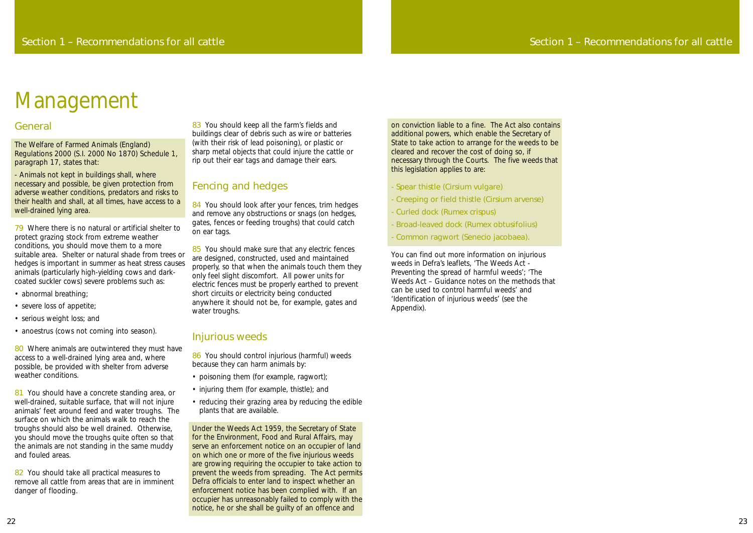# Management

## General

The Welfare of Farmed Animals (England) Regulations 2000 (S.I. 2000 No 1870) Schedule 1, paragraph 17, states that:

- Animals not kept in buildings shall, where necessary and possible, be given protection from adverse weather conditions, predators and risks to their health and shall, at all times, have access to a well-drained lying area.

79 Where there is no natural or artificial shelter to protect grazing stock from extreme weather conditions, you should move them to a more suitable area. Shelter or natural shade from trees or hedges is important in summer as heat stress causes animals (particularly high-yielding cows and dark-coated suckler cows) severe problems such as:

- abnormal breathing;
- severe loss of appetite;
- serious weight loss; and
- anoestrus (cows not coming into season).

80 Where animals are outwintered they must have access to a well-drained lying area and, where possible, be provided with shelter from adverse weather conditions.

81 You should have a concrete standing area, or well-drained, suitable surface, that will not injure animals' feet around feed and water troughs. The surface on which the animals walk to reach the troughs should also be well drained. Otherwise, you should move the troughs quite often so that the animals are not standing in the same muddy and fouled areas.

82 You should take all practical measures to remove all cattle from areas that are in imminent danger of flooding.

83 You should keep all the farm's fields and buildings clear of debris such as wire or batteries (with their risk of lead poisoning), or plastic or sharp metal objects that could injure the cattle or rip out their ear tags and damage their ears.

## Fencing and hedges

84 You should look after your fences, trim hedges and remove any obstructions or snags (on hedges, gates, fences or feeding troughs) that could catch on ear tags.

85 You should make sure that any electric fences are designed, constructed, used and maintained properly, so that when the animals touch them they only feel slight discomfort. All power units for electric fences must be properly earthed to prevent short circuits or electricity being conducted anywhere it should not be, for example, gates and water troughs.

## Injurious weeds

86 You should control injurious (harmful) weeds because they can harm animals by:

- poisoning them (for example, ragwort);
- injuring them (for example, thistle); and
- reducing their grazing area by reducing the edible plants that are available.

Under the Weeds Act 1959, the Secretary of State for the Environment, Food and Rural Affairs, may serve an enforcement notice on an occupier of land on which one or more of the five injurious weeds are growing requiring the occupier to take action to prevent the weeds from spreading. The Act permits Defra officials to enter land to inspect whether an enforcement notice has been complied with. If an occupier has unreasonably failed to comply with the notice, he or she shall be guilty of an offence and on conviction liable to a fine. The Act also contains additional powers, which enable the Secretary of State to take action to arrange for the weeds to be cleared and recover the cost of doing so, if necessary through the Courts. The five weeds that this legislation applies to are:

- Spear thistle (*Cirsium vulgare*)
- Creeping or field thistle (*Cirsium arvense*)
- Curled dock (*Rumex crispus*)
- Broad-leaved dock (*Rumex obtusifolius*)
- Common ragwort (*Senecio jacobaea*).

You can find out more information on injurious weeds in Defra's leaflets, 'The Weeds Act - Preventing the spread of harmful weeds'; 'The Weeds Act – Guidance notes on the methods that can be used to control harmful weeds' and 'Identification of injurious weeds' (see the Appendix).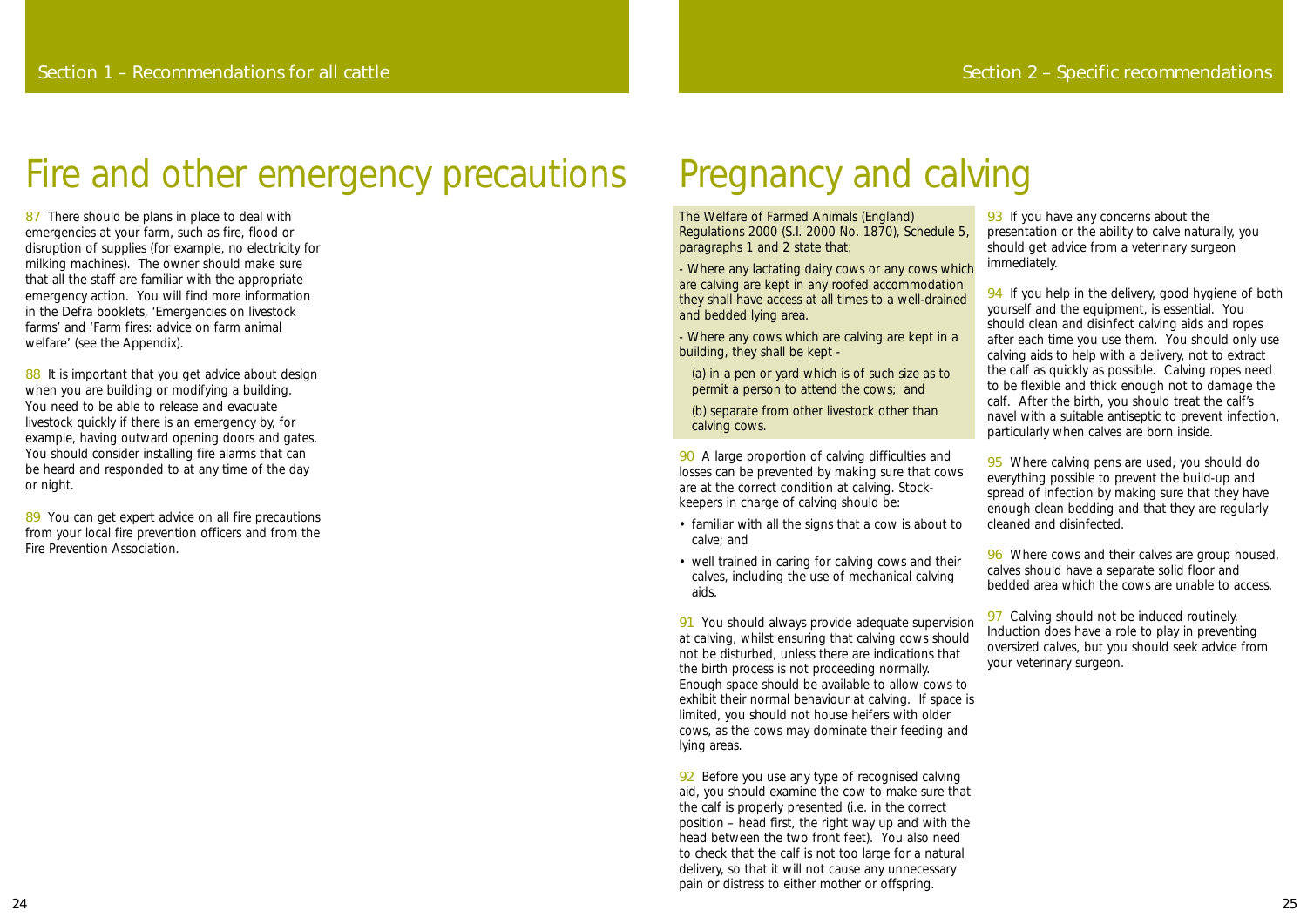# Fire and other emergency precautions

87 There should be plans in place to deal with emergencies at your farm, such as fire, flood or disruption of supplies (for example, no electricity for milking machines). The owner should make sure that all the staff are familiar with the appropriate emergency action. You will find more information in the Defra booklets, 'Emergencies on livestock farms' and 'Farm fires: advice on farm animal welfare' (see the Appendix).

88 It is important that you get advice about design when you are building or modifying a building. You need to be able to release and evacuate livestock quickly if there is an emergency by, for example, having outward opening doors and gates. You should consider installing fire alarms that can be heard and responded to at any time of the day or night.

89 You can get expert advice on all fire precautions from your local fire prevention officers and from the Fire Prevention Association.

# Pregnancy and calving

The Welfare of Farmed Animals (England) Regulations 2000 (S.I. 2000 No. 1870), Schedule 5, paragraphs 1 and 2 state that:

- Where any lactating dairy cows or any cows which are calving are kept in any roofed accommodation they shall have access at all times to a well-drained and bedded lying area.

- Where any cows which are calving are kept in a building, they shall be kept -

(a) in a pen or yard which is of such size as to permit a person to attend the cows; and

(b) separate from other livestock other than calving cows.

90 A large proportion of calving difficulties and losses can be prevented by making sure that cows are at the correct condition at calving. Stock-keepers in charge of calving should be:

- familiar with all the signs that a cow is about to calve; and
- well trained in caring for calving cows and their calves, including the use of mechanical calving aids.

91 You should always provide adequate supervision at calving, whilst ensuring that calving cows should not be disturbed, unless there are indications that the birth process is not proceeding normally. Enough space should be available to allow cows to exhibit their normal behaviour at calving. If space is limited, you should not house heifers with older cows, as the cows may dominate their feeding and lying areas.

92 Before you use any type of recognised calving aid, you should examine the cow to make sure that the calf is properly presented (i.e. in the correct position – head first, the right way up and with the head between the two front feet). You also need to check that the calf is not too large for a natural delivery, so that it will not cause any unnecessary pain or distress to either mother or offspring.

93 If you have any concerns about the presentation or the ability to calve naturally, you should get advice from a veterinary surgeon immediately.

94 If you help in the delivery, good hygiene of both yourself and the equipment, is essential. You should clean and disinfect calving aids and ropes after each time you use them. You should only use calving aids to help with a delivery, not to extract the calf as quickly as possible. Calving ropes need to be flexible and thick enough not to damage the calf. After the birth, you should treat the calf's navel with a suitable antiseptic to prevent infection, particularly when calves are born inside.

95 Where calving pens are used, you should do everything possible to prevent the build-up and spread of infection by making sure that they have enough clean bedding and that they are regularly cleaned and disinfected.

96 Where cows and their calves are group housed, calves should have a separate solid floor and bedded area which the cows are unable to access.

97 Calving should not be induced routinely. Induction does have a role to play in preventing oversized calves, but you should seek advice from your veterinary surgeon.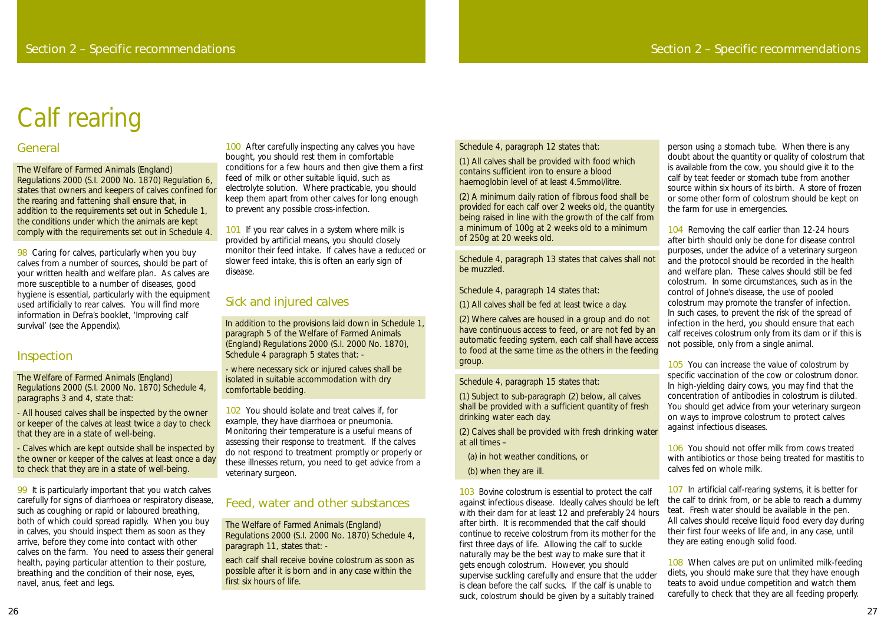# Calf rearing

## General

The Welfare of Farmed Animals (England) Regulations 2000 (S.I. 2000 No. 1870) Regulation 6, states that owners and keepers of calves confined for the rearing and fattening shall ensure that, in addition to the requirements set out in Schedule 1, the conditions under which the animals are kept comply with the requirements set out in Schedule 4.

98 Caring for calves, particularly when you buy calves from a number of sources, should be part of your written health and welfare plan. As calves are more susceptible to a number of diseases, good hygiene is essential, particularly with the equipment used artificially to rear calves. You will find more information in Defra's booklet, 'Improving calf survival' (see the Appendix).

## Inspection

The Welfare of Farmed Animals (England) Regulations 2000 (S.I. 2000 No. 1870) Schedule 4, paragraphs 3 and 4, state that:

- All housed calves shall be inspected by the owner or keeper of the calves at least twice a day to check that they are in a state of well-being.

- Calves which are kept outside shall be inspected by the owner or keeper of the calves at least once a day to check that they are in a state of well-being.

99 It is particularly important that you watch calves carefully for signs of diarrhoea or respiratory disease, such as coughing or rapid or laboured breathing, both of which could spread rapidly. When you buy in calves, you should inspect them as soon as they arrive, before they come into contact with other calves on the farm. You need to assess their general health, paying particular attention to their posture, breathing and the condition of their nose, eyes, navel, anus, feet and legs.

100 After carefully inspecting any calves you have bought, you should rest them in comfortable conditions for a few hours and then give them a first feed of milk or other suitable liquid, such as electrolyte solution. Where practicable, you should keep them apart from other calves for long enough to prevent any possible cross-infection.

101 If you rear calves in a system where milk is provided by artificial means, you should closely monitor their feed intake. If calves have a reduced or slower feed intake, this is often an early sign of disease.

## Sick and injured calves

In addition to the provisions laid down in Schedule 1, paragraph 5 of the Welfare of Farmed Animals (England) Regulations 2000 (S.I. 2000 No. 1870), Schedule 4 paragraph 5 states that: -

- where necessary sick or injured calves shall be isolated in suitable accommodation with dry comfortable bedding.

102 You should isolate and treat calves if, for example, they have diarrhoea or pneumonia. Monitoring their temperature is a useful means of assessing their response to treatment. If the calves do not respond to treatment promptly or properly or these illnesses return, you need to get advice from a veterinary surgeon.

## Feed, water and other substances

The Welfare of Farmed Animals (England) Regulations 2000 (S.I. 2000 No. 1870) Schedule 4, paragraph 11, states that: -

each calf shall receive bovine colostrum as soon as possible after it is born and in any case within the first six hours of life.

Schedule 4, paragraph 12 states that:

(1) All calves shall be provided with food which contains sufficient iron to ensure a blood haemoglobin level of at least 4.5mmol/litre.

(2) A minimum daily ration of fibrous food shall be provided for each calf over 2 weeks old, the quantity being raised in line with the growth of the calf from a minimum of 100g at 2 weeks old to a minimum of 250g at 20 weeks old.

Schedule 4, paragraph 13 states that calves shall not be muzzled.

Schedule 4, paragraph 14 states that:

(1) All calves shall be fed at least twice a day.

(2) Where calves are housed in a group and do not have continuous access to feed, or are not fed by an automatic feeding system, each calf shall have access to food at the same time as the others in the feeding group.

Schedule 4, paragraph 15 states that:

(1) Subject to sub-paragraph (2) below, all calves shall be provided with a sufficient quantity of fresh drinking water each day.

(2) Calves shall be provided with fresh drinking water at all times –

(a) in hot weather conditions, or

(b) when they are ill.

103 Bovine colostrum is essential to protect the calf against infectious disease. Ideally calves should be left with their dam for at least 12 and preferably 24 hours after birth. It is recommended that the calf should continue to receive colostrum from its mother for the first three days of life. Allowing the calf to suckle naturally may be the best way to make sure that it gets enough colostrum. However, you should supervise suckling carefully and ensure that the udder is clean before the calf sucks. If the calf is unable to suck, colostrum should be given by a suitably trained person using a stomach tube. When there is any doubt about the quantity or quality of colostrum that is available from the cow, you should give it to the calf by teat feeder or stomach tube from another source within six hours of its birth. A store of frozen or some other form of colostrum should be kept on the farm for use in emergencies.

104 Removing the calf earlier than 12-24 hours after birth should only be done for disease control purposes, under the advice of a veterinary surgeon and the protocol should be recorded in the health and welfare plan. These calves should still be fed colostrum. In some circumstances, such as in the control of Johne's disease, the use of pooled colostrum may promote the transfer of infection. In such cases, to prevent the risk of the spread of infection in the herd, you should ensure that each calf receives colostrum only from its dam or if this is not possible, only from a single animal.

105 You can increase the value of colostrum by specific vaccination of the cow or colostrum donor. In high-yielding dairy cows, you may find that the concentration of antibodies in colostrum is diluted. You should get advice from your veterinary surgeon on ways to improve colostrum to protect calves against infectious diseases.

106 You should not offer milk from cows treated with antibiotics or those being treated for mastitis to calves fed on whole milk.

107 In artificial calf-rearing systems, it is better for the calf to drink from, or be able to reach a dummy teat. Fresh water should be available in the pen. All calves should receive liquid food every day during their first four weeks of life and, in any case, until they are eating enough solid food.

108 When calves are put on unlimited milk-feeding diets, you should make sure that they have enough teats to avoid undue competition and watch them carefully to check that they are all feeding properly.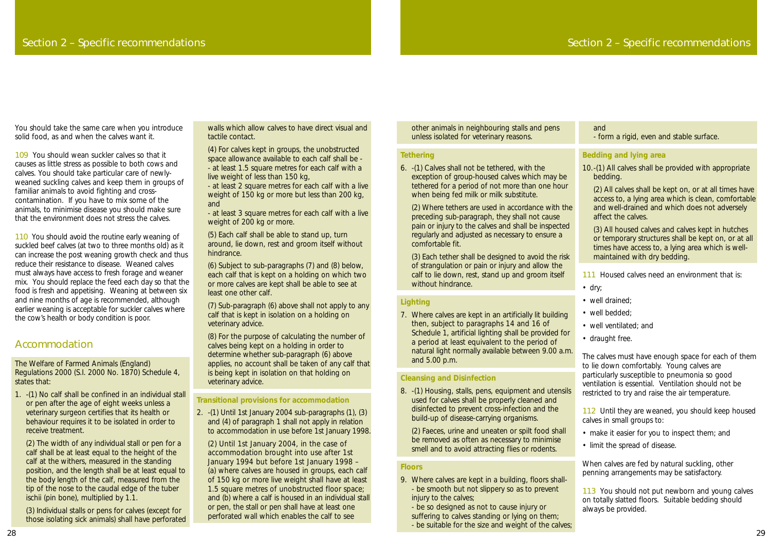You should take the same care when you introduce solid food, as and when the calves want it.

109 You should wean suckler calves so that it causes as little stress as possible to both cows and calves. You should take particular care of newly-weaned suckling calves and keep them in groups of familiar animals to avoid fighting and cross-contamination. If you have to mix some of the animals, to minimise disease you should make sure that the environment does not stress the calves.

110 You should avoid the routine early weaning of suckled beef calves (at two to three months old) as it can increase the post weaning growth check and thus reduce their resistance to disease. Weaned calves must always have access to fresh forage and weaner mix. You should replace the feed each day so that the food is fresh and appetising. Weaning at between six and nine months of age is recommended, although earlier weaning is acceptable for suckler calves where the cow's health or body condition is poor.

## Accommodation

The Welfare of Farmed Animals (England) Regulations 2000 (S.I. 2000 No. 1870) Schedule 4, states that:

1. -(1) No calf shall be confined in an individual stall or pen after the age of eight weeks unless a veterinary surgeon certifies that its health or behaviour requires it to be isolated in order to receive treatment.

   (2) The width of any individual stall or pen for a calf shall be at least equal to the height of the calf at the withers, measured in the standing position, and the length shall be at least equal to the body length of the calf, measured from the tip of the nose to the caudal edge of the tuber ischii (pin bone), multiplied by 1.1.

   (3) Individual stalls or pens for calves (except for those isolating sick animals) shall have perforated walls which allow calves to have direct visual and tactile contact.

   (4) For calves kept in groups, the unobstructed space allowance available to each calf shall be -
   - at least 1.5 square metres for each calf with a live weight of less than 150 kg,
   - at least 2 square metres for each calf with a live weight of 150 kg or more but less than 200 kg, and
   - at least 3 square metres for each calf with a live weight of 200 kg or more.

   (5) Each calf shall be able to stand up, turn around, lie down, rest and groom itself without hindrance.

   (6) Subject to sub-paragraphs (7) and (8) below, each calf that is kept on a holding on which two or more calves are kept shall be able to see at least one other calf.

   (7) Sub-paragraph (6) above shall not apply to any calf that is kept in isolation on a holding on veterinary advice.

   (8) For the purpose of calculating the number of calves being kept on a holding in order to determine whether sub-paragraph (6) above applies, no account shall be taken of any calf that is being kept in isolation on that holding on veterinary advice.

### Transitional provisions for accommodation

2. -(1) Until 1st January 2004 sub-paragraphs (1), (3) and (4) of paragraph 1 shall not apply in relation to accommodation in use before 1st January 1998.

   (2) Until 1st January 2004, in the case of accommodation brought into use after 1st January 1994 but before 1st January 1998 – (a) where calves are housed in groups, each calf of 150 kg or more live weight shall have at least 1.5 square metres of unobstructed floor space; and (b) where a calf is housed in an individual stall or pen, the stall or pen shall have at least one perforated wall which enables the calf to see other animals in neighbouring stalls and pens unless isolated for veterinary reasons.

### Tethering

6. -(1) Calves shall not be tethered, with the exception of group-housed calves which may be tethered for a period of not more than one hour when being fed milk or milk substitute.

   (2) Where tethers are used in accordance with the preceding sub-paragraph, they shall not cause pain or injury to the calves and shall be inspected regularly and adjusted as necessary to ensure a comfortable fit.

   (3) Each tether shall be designed to avoid the risk of strangulation or pain or injury and allow the calf to lie down, rest, stand up and groom itself without hindrance.

### Lighting

7. Where calves are kept in an artificially lit building then, subject to paragraphs 14 and 16 of Schedule 1, artificial lighting shall be provided for a period at least equivalent to the period of natural light normally available between 9.00 a.m. and 5.00 p.m.

### Cleansing and Disinfection

8. -(1) Housing, stalls, pens, equipment and utensils used for calves shall be properly cleaned and disinfected to prevent cross-infection and the build-up of disease-carrying organisms.

   (2) Faeces, urine and uneaten or spilt food shall be removed as often as necessary to minimise smell and to avoid attracting flies or rodents.

### Floors

9. Where calves are kept in a building, floors shall-
   - be smooth but not slippery so as to prevent injury to the calves;
   - be so designed as not to cause injury or suffering to calves standing or lying on them;
   - be suitable for the size and weight of the calves; and
   - form a rigid, even and stable surface.

### Bedding and lying area

10. -(1) All calves shall be provided with appropriate bedding.

    (2) All calves shall be kept on, or at all times have access to, a lying area which is clean, comfortable and well-drained and which does not adversely affect the calves.

    (3) All housed calves and calves kept in hutches or temporary structures shall be kept on, or at all times have access to, a lying area which is well-maintained with dry bedding.

111 Housed calves need an environment that is:

- dry;
- well drained;
- well bedded;
- well ventilated; and
- draught free.

The calves must have enough space for each of them to lie down comfortably. Young calves are particularly susceptible to pneumonia so good ventilation is essential. Ventilation should not be restricted to try and raise the air temperature.

112 Until they are weaned, you should keep housed calves in small groups to:

- make it easier for you to inspect them; and
- limit the spread of disease.

When calves are fed by natural suckling, other penning arrangements may be satisfactory.

113 You should not put newborn and young calves on totally slatted floors. Suitable bedding should always be provided.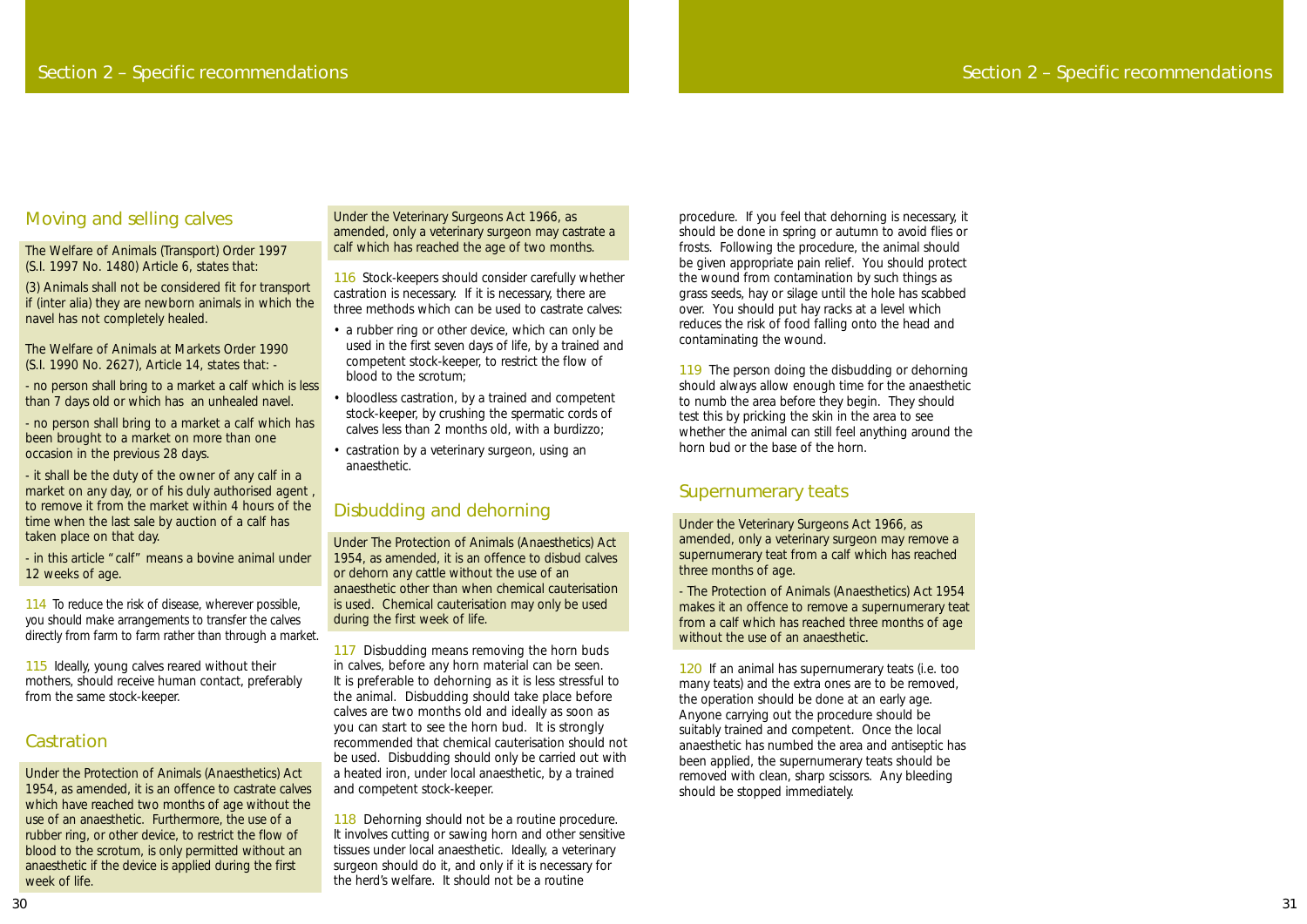## Moving and selling calves

The Welfare of Animals (Transport) Order 1997 (S.I. 1997 No. 1480) Article 6, states that:

(3) Animals shall not be considered fit for transport if (inter alia) they are newborn animals in which the navel has not completely healed.

The Welfare of Animals at Markets Order 1990 (S.I. 1990 No. 2627), Article 14, states that: -

- no person shall bring to a market a calf which is less than 7 days old or which has an unhealed navel.

- no person shall bring to a market a calf which has been brought to a market on more than one occasion in the previous 28 days.

- it shall be the duty of the owner of any calf in a market on any day, or of his duly authorised agent, to remove it from the market within 4 hours of the time when the last sale by auction of a calf has taken place on that day.

- in this article "calf" means a bovine animal under 12 weeks of age.

114 To reduce the risk of disease, wherever possible, you should make arrangements to transfer the calves directly from farm to farm rather than through a market.

115 Ideally, young calves reared without their mothers, should receive human contact, preferably from the same stock-keeper.

## Castration

Under the Protection of Animals (Anaesthetics) Act 1954, as amended, it is an offence to castrate calves which have reached two months of age without the use of an anaesthetic. Furthermore, the use of a rubber ring, or other device, to restrict the flow of blood to the scrotum, is only permitted without an anaesthetic if the device is applied during the first week of life.

Under the Veterinary Surgeons Act 1966, as amended, only a veterinary surgeon may castrate a calf which has reached the age of two months.

116 Stock-keepers should consider carefully whether castration is necessary. If it is necessary, there are three methods which can be used to castrate calves:

- a rubber ring or other device, which can only be used in the first seven days of life, by a trained and competent stock-keeper, to restrict the flow of blood to the scrotum;
- bloodless castration, by a trained and competent stock-keeper, by crushing the spermatic cords of calves less than 2 months old, with a burdizzo;
- castration by a veterinary surgeon, using an anaesthetic.

## Disbudding and dehorning

Under The Protection of Animals (Anaesthetics) Act 1954, as amended, it is an offence to disbud calves or dehorn any cattle without the use of an anaesthetic other than when chemical cauterisation is used. Chemical cauterisation may only be used during the first week of life.

117 Disbudding means removing the horn buds in calves, before any horn material can be seen. It is preferable to dehorning as it is less stressful to the animal. Disbudding should take place before calves are two months old and ideally as soon as you can start to see the horn bud. It is strongly recommended that chemical cauterisation should not be used. Disbudding should only be carried out with a heated iron, under local anaesthetic, by a trained and competent stock-keeper.

118 Dehorning should not be a routine procedure. It involves cutting or sawing horn and other sensitive tissues under local anaesthetic. Ideally, a veterinary surgeon should do it, and only if it is necessary for the herd's welfare. It should not be a routine procedure. If you feel that dehorning is necessary, it should be done in spring or autumn to avoid flies or frosts. Following the procedure, the animal should be given appropriate pain relief. You should protect the wound from contamination by such things as grass seeds, hay or silage until the hole has scabbed over. You should put hay racks at a level which reduces the risk of food falling onto the head and contaminating the wound.

119 The person doing the disbudding or dehorning should always allow enough time for the anaesthetic to numb the area before they begin. They should test this by pricking the skin in the area to see whether the animal can still feel anything around the horn bud or the base of the horn.

## Supernumerary teats

Under the Veterinary Surgeons Act 1966, as amended, only a veterinary surgeon may remove a supernumerary teat from a calf which has reached three months of age.

- The Protection of Animals (Anaesthetics) Act 1954 makes it an offence to remove a supernumerary teat from a calf which has reached three months of age without the use of an anaesthetic.

120 If an animal has supernumerary teats (i.e. too many teats) and the extra ones are to be removed, the operation should be done at an early age. Anyone carrying out the procedure should be suitably trained and competent. Once the local anaesthetic has numbed the area and antiseptic has been applied, the supernumerary teats should be removed with clean, sharp scissors. Any bleeding should be stopped immediately.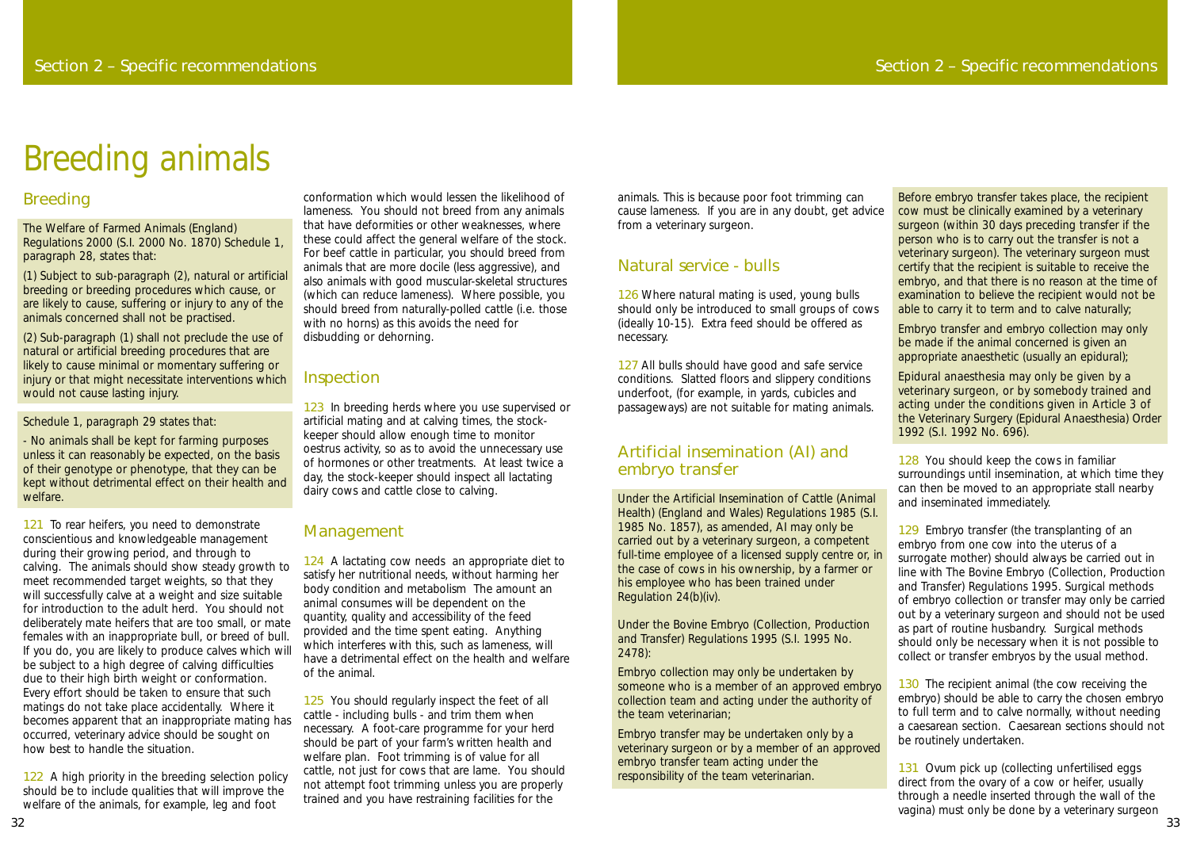# Breeding animals

## Breeding

The Welfare of Farmed Animals (England) Regulations 2000 (S.I. 2000 No. 1870) Schedule 1, paragraph 28, states that:

(1) Subject to sub-paragraph (2), natural or artificial breeding or breeding procedures which cause, or are likely to cause, suffering or injury to any of the animals concerned shall not be practised.

(2) Sub-paragraph (1) shall not preclude the use of natural or artificial breeding procedures that are likely to cause minimal or momentary suffering or injury or that might necessitate interventions which would not cause lasting injury.

Schedule 1, paragraph 29 states that:

- No animals shall be kept for farming purposes unless it can reasonably be expected, on the basis of their genotype or phenotype, that they can be kept without detrimental effect on their health and welfare.

121 To rear heifers, you need to demonstrate conscientious and knowledgeable management during their growing period, and through to calving. The animals should show steady growth to meet recommended target weights, so that they will successfully calve at a weight and size suitable for introduction to the adult herd. You should not deliberately mate heifers that are too small, or mate females with an inappropriate bull, or breed of bull. If you do, you are likely to produce calves which will be subject to a high degree of calving difficulties due to their high birth weight or conformation. Every effort should be taken to ensure that such matings do not take place accidentally. Where it becomes apparent that an inappropriate mating has occurred, veterinary advice should be sought on how best to handle the situation.

122 A high priority in the breeding selection policy should be to include qualities that will improve the welfare of the animals, for example, leg and foot conformation which would lessen the likelihood of lameness. You should not breed from any animals that have deformities or other weaknesses, where these could affect the general welfare of the stock. For beef cattle in particular, you should breed from animals that are more docile (less aggressive), and also animals with good muscular-skeletal structures (which can reduce lameness). Where possible, you should breed from naturally-polled cattle (i.e. those with no horns) as this avoids the need for disbudding or dehorning.

## Inspection

123 In breeding herds where you use supervised or artificial mating and at calving times, the stock-keeper should allow enough time to monitor oestrus activity, so as to avoid the unnecessary use of hormones or other treatments. At least twice a day, the stock-keeper should inspect all lactating dairy cows and cattle close to calving.

## Management

124 A lactating cow needs an appropriate diet to satisfy her nutritional needs, without harming her body condition and metabolism The amount an animal consumes will be dependent on the quantity, quality and accessibility of the feed provided and the time spent eating. Anything which interferes with this, such as lameness, will have a detrimental effect on the health and welfare of the animal.

125 You should regularly inspect the feet of all cattle - including bulls - and trim them when necessary. A foot-care programme for your herd should be part of your farm's written health and welfare plan. Foot trimming is of value for all cattle, not just for cows that are lame. You should not attempt foot trimming unless you are properly trained and you have restraining facilities for the animals. This is because poor foot trimming can cause lameness. If you are in any doubt, get advice from a veterinary surgeon.

## Natural service - bulls

126 Where natural mating is used, young bulls should only be introduced to small groups of cows (ideally 10-15). Extra feed should be offered as necessary.

127 All bulls should have good and safe service conditions. Slatted floors and slippery conditions underfoot, (for example, in yards, cubicles and passageways) are not suitable for mating animals.

## Artificial insemination (AI) and embryo transfer

Under the Artificial Insemination of Cattle (Animal Health) (England and Wales) Regulations 1985 (S.I. 1985 No. 1857), as amended, AI may only be carried out by a veterinary surgeon, a competent full-time employee of a licensed supply centre or, in the case of cows in his ownership, by a farmer or his employee who has been trained under Regulation 24(b)(iv).

Under the Bovine Embryo (Collection, Production and Transfer) Regulations 1995 (S.I. 1995 No. 2478):

Embryo collection may only be undertaken by someone who is a member of an approved embryo collection team and acting under the authority of the team veterinarian;

Embryo transfer may be undertaken only by a veterinary surgeon or by a member of an approved embryo transfer team acting under the responsibility of the team veterinarian.

Before embryo transfer takes place, the recipient cow must be clinically examined by a veterinary surgeon (within 30 days preceding transfer if the person who is to carry out the transfer is not a veterinary surgeon). The veterinary surgeon must certify that the recipient is suitable to receive the embryo, and that there is no reason at the time of examination to believe the recipient would not be able to carry it to term and to calve naturally;

Embryo transfer and embryo collection may only be made if the animal concerned is given an appropriate anaesthetic (usually an epidural);

Epidural anaesthesia may only be given by a veterinary surgeon, or by somebody trained and acting under the conditions given in Article 3 of the Veterinary Surgery (Epidural Anaesthesia) Order 1992 (S.I. 1992 No. 696).

128 You should keep the cows in familiar surroundings until insemination, at which time they can then be moved to an appropriate stall nearby and inseminated immediately.

129 Embryo transfer (the transplanting of an embryo from one cow into the uterus of a surrogate mother) should always be carried out in line with The Bovine Embryo (Collection, Production and Transfer) Regulations 1995. Surgical methods of embryo collection or transfer may only be carried out by a veterinary surgeon and should not be used as part of routine husbandry. Surgical methods should only be necessary when it is not possible to collect or transfer embryos by the usual method.

130 The recipient animal (the cow receiving the embryo) should be able to carry the chosen embryo to full term and to calve normally, without needing a caesarean section. Caesarean sections should not be routinely undertaken.

131 Ovum pick up (collecting unfertilised eggs direct from the ovary of a cow or heifer, usually through a needle inserted through the wall of the vagina) must only be done by a veterinary surgeon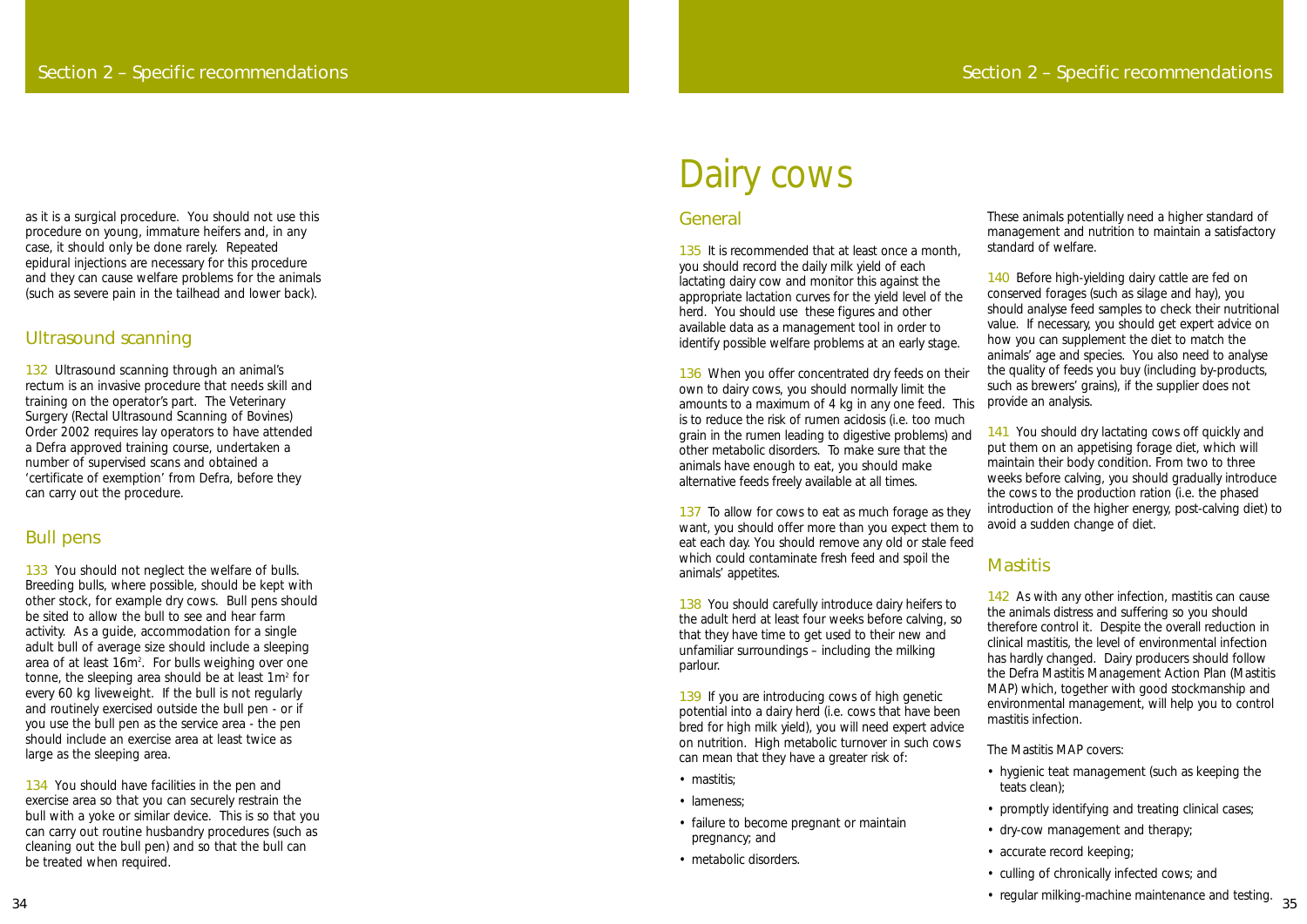as it is a surgical procedure. You should not use this procedure on young, immature heifers and, in any case, it should only be done rarely. Repeated epidural injections are necessary for this procedure and they can cause welfare problems for the animals (such as severe pain in the tailhead and lower back).

### Ultrasound scanning

132 Ultrasound scanning through an animal's rectum is an invasive procedure that needs skill and training on the operator's part. The Veterinary Surgery (Rectal Ultrasound Scanning of Bovines) Order 2002 requires lay operators to have attended a Defra approved training course, undertaken a number of supervised scans and obtained a 'certificate of exemption' from Defra, before they can carry out the procedure.

### Bull pens

133 You should not neglect the welfare of bulls. Breeding bulls, where possible, should be kept with other stock, for example dry cows. Bull pens should be sited to allow the bull to see and hear farm activity. As a guide, accommodation for a single adult bull of average size should include a sleeping area of at least $16m^2$. For bulls weighing over one tonne, the sleeping area should be at least $1m^2$ for every 60 kg liveweight. If the bull is not regularly and routinely exercised outside the bull pen - or if you use the bull pen as the service area - the pen should include an exercise area at least twice as large as the sleeping area.

134 You should have facilities in the pen and exercise area so that you can securely restrain the bull with a yoke or similar device. This is so that you can carry out routine husbandry procedures (such as cleaning out the bull pen) and so that the bull can be treated when required.

# Dairy cows

### General

135 It is recommended that at least once a month, you should record the daily milk yield of each lactating dairy cow and monitor this against the appropriate lactation curves for the yield level of the herd. You should use these figures and other available data as a management tool in order to identify possible welfare problems at an early stage.

136 When you offer concentrated dry feeds on their own to dairy cows, you should normally limit the amounts to a maximum of 4 kg in any one feed. This is to reduce the risk of rumen acidosis (i.e. too much grain in the rumen leading to digestive problems) and other metabolic disorders. To make sure that the animals have enough to eat, you should make alternative feeds freely available at all times.

137 To allow for cows to eat as much forage as they want, you should offer more than you expect them to eat each day. You should remove any old or stale feed which could contaminate fresh feed and spoil the animals' appetites.

138 You should carefully introduce dairy heifers to the adult herd at least four weeks before calving, so that they have time to get used to their new and unfamiliar surroundings – including the milking parlour.

139 If you are introducing cows of high genetic potential into a dairy herd (i.e. cows that have been bred for high milk yield), you will need expert advice on nutrition. High metabolic turnover in such cows can mean that they have a greater risk of:

- mastitis;
- lameness;
- failure to become pregnant or maintain pregnancy; and
- metabolic disorders.

These animals potentially need a higher standard of management and nutrition to maintain a satisfactory standard of welfare.

140 Before high-yielding dairy cattle are fed on conserved forages (such as silage and hay), you should analyse feed samples to check their nutritional value. If necessary, you should get expert advice on how you can supplement the diet to match the animals' age and species. You also need to analyse the quality of feeds you buy (including by-products, such as brewers' grains), if the supplier does not provide an analysis.

141 You should dry lactating cows off quickly and put them on an appetising forage diet, which will maintain their body condition. From two to three weeks before calving, you should gradually introduce the cows to the production ration (i.e. the phased introduction of the higher energy, post-calving diet) to avoid a sudden change of diet.

### Mastitis

142 As with any other infection, mastitis can cause the animals distress and suffering so you should therefore control it. Despite the overall reduction in clinical mastitis, the level of environmental infection has hardly changed. Dairy producers should follow the Defra Mastitis Management Action Plan (Mastitis MAP) which, together with good stockmanship and environmental management, will help you to control mastitis infection.

The Mastitis MAP covers:

- hygienic teat management (such as keeping the teats clean);
- promptly identifying and treating clinical cases;
- dry-cow management and therapy;
- accurate record keeping;
- culling of chronically infected cows; and
- regular milking-machine maintenance and testing.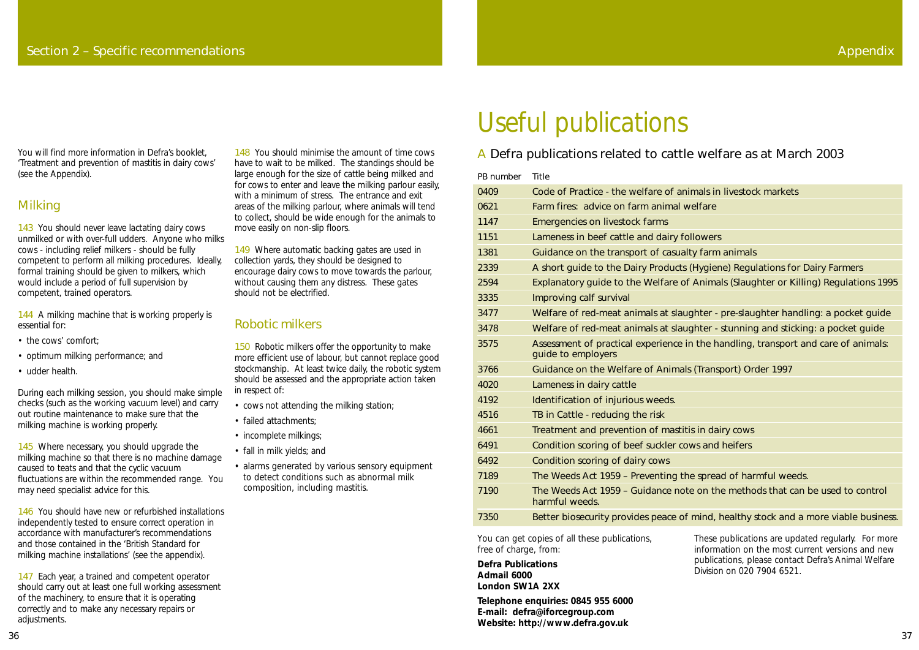You will find more information in Defra's booklet, 'Treatment and prevention of mastitis in dairy cows' (see the Appendix).

## Milking

143 You should never leave lactating dairy cows unmilked or with over-full udders. Anyone who milks cows - including relief milkers - should be fully competent to perform all milking procedures. Ideally, formal training should be given to milkers, which would include a period of full supervision by competent, trained operators.

144 A milking machine that is working properly is essential for:

- the cows' comfort;
- optimum milking performance; and
- udder health.

During each milking session, you should make simple checks (such as the working vacuum level) and carry out routine maintenance to make sure that the milking machine is working properly.

145 Where necessary, you should upgrade the milking machine so that there is no machine damage caused to teats and that the cyclic vacuum fluctuations are within the recommended range. You may need specialist advice for this.

146 You should have new or refurbished installations independently tested to ensure correct operation in accordance with manufacturer's recommendations and those contained in the 'British Standard for milking machine installations' (see the appendix).

147 Each year, a trained and competent operator should carry out at least one full working assessment of the machinery, to ensure that it is operating correctly and to make any necessary repairs or adjustments.

148 You should minimise the amount of time cows have to wait to be milked. The standings should be large enough for the size of cattle being milked and for cows to enter and leave the milking parlour easily, with a minimum of stress. The entrance and exit areas of the milking parlour, where animals will tend to collect, should be wide enough for the animals to move easily on non-slip floors.

149 Where automatic backing gates are used in collection yards, they should be designed to encourage dairy cows to move towards the parlour, without causing them any distress. These gates should not be electrified.

## Robotic milkers

150 Robotic milkers offer the opportunity to make more efficient use of labour, but cannot replace good stockmanship. At least twice daily, the robotic system should be assessed and the appropriate action taken in respect of:

- cows not attending the milking station;
- failed attachments;
- incomplete milkings;
- fall in milk yields; and
- alarms generated by various sensory equipment to detect conditions such as abnormal milk composition, including mastitis.

# Useful publications

## A Defra publications related to cattle welfare as at March 2003

| PB number | Title |
|---|---|
| 0409 | Code of Practice - the welfare of animals in livestock markets |
| 0621 | Farm fires: advice on farm animal welfare |
| 1147 | Emergencies on livestock farms |
| 1151 | Lameness in beef cattle and dairy followers |
| 1381 | Guidance on the transport of casualty farm animals |
| 2339 | A short guide to the Dairy Products (Hygiene) Regulations for Dairy Farmers |
| 2594 | Explanatory guide to the Welfare of Animals (Slaughter or Killing) Regulations 1995 |
| 3335 | Improving calf survival |
| 3477 | Welfare of red-meat animals at slaughter - pre-slaughter handling: a pocket guide |
| 3478 | Welfare of red-meat animals at slaughter - stunning and sticking: a pocket guide |
| 3575 | Assessment of practical experience in the handling, transport and care of animals: guide to employers |
| 3766 | Guidance on the Welfare of Animals (Transport) Order 1997 |
| 4020 | Lameness in dairy cattle |
| 4192 | Identification of injurious weeds. |
| 4516 | TB in Cattle - reducing the risk |
| 4661 | Treatment and prevention of mastitis in dairy cows |
| 6491 | Condition scoring of beef suckler cows and heifers |
| 6492 | Condition scoring of dairy cows |
| 7189 | The Weeds Act 1959 – Preventing the spread of harmful weeds. |
| 7190 | The Weeds Act 1959 – Guidance note on the methods that can be used to control harmful weeds. |
| 7350 | Better biosecurity provides peace of mind, healthy stock and a more viable business. |

You can get copies of all these publications, free of charge, from:

**Defra Publications**
**Admail 6000**
**London SW1A 2XX**

**Telephone enquiries: 0845 955 6000**
**E-mail: defra@iforcegroup.com**
**Website: http://www.defra.gov.uk**

These publications are updated regularly. For more information on the most current versions and new publications, please contact Defra's Animal Welfare Division on 020 7904 6521.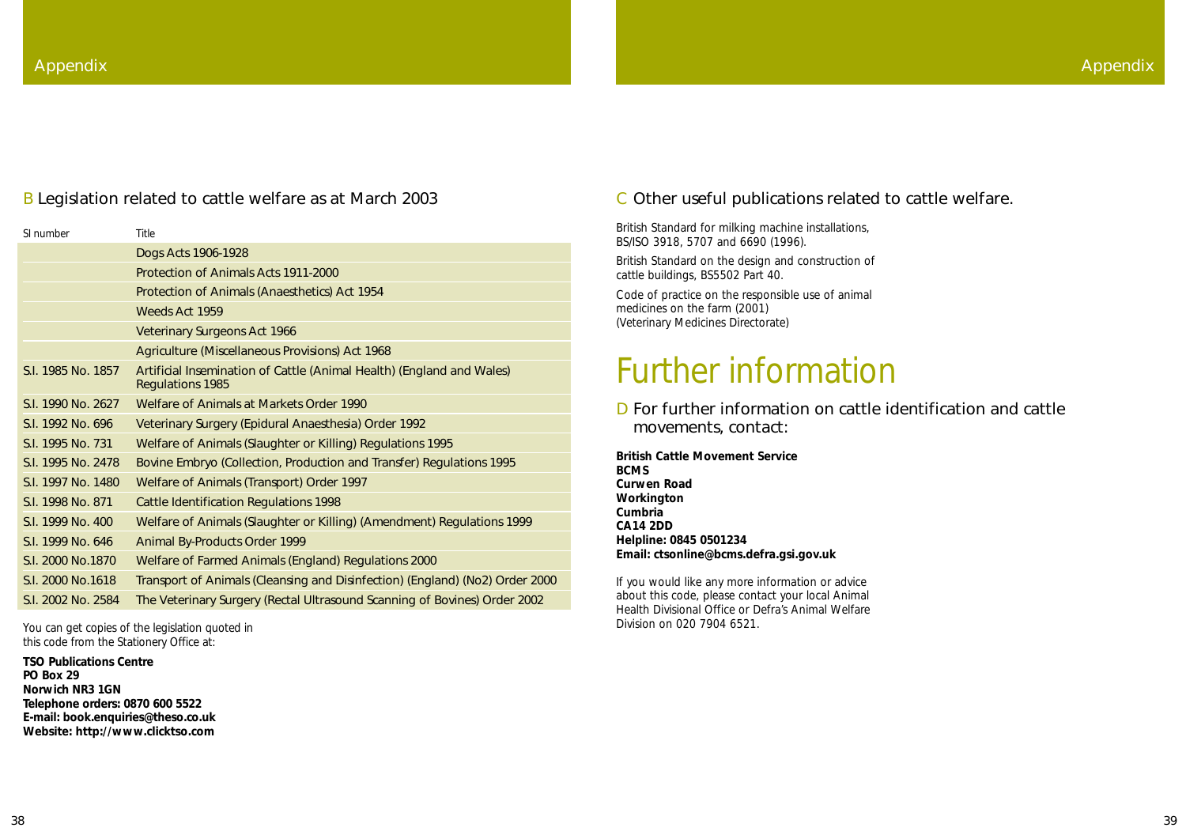## B Legislation related to cattle welfare as at March 2003

| SI number | Title |
|---|---|
| | Dogs Acts 1906-1928 |
| | Protection of Animals Acts 1911-2000 |
| | Protection of Animals (Anaesthetics) Act 1954 |
| | Weeds Act 1959 |
| | Veterinary Surgeons Act 1966 |
| | Agriculture (Miscellaneous Provisions) Act 1968 |
| S.I. 1985 No. 1857 | Artificial Insemination of Cattle (Animal Health) (England and Wales) Regulations 1985 |
| S.I. 1990 No. 2627 | Welfare of Animals at Markets Order 1990 |
| S.I. 1992 No. 696 | Veterinary Surgery (Epidural Anaesthesia) Order 1992 |
| S.I. 1995 No. 731 | Welfare of Animals (Slaughter or Killing) Regulations 1995 |
| S.I. 1995 No. 2478 | Bovine Embryo (Collection, Production and Transfer) Regulations 1995 |
| S.I. 1997 No. 1480 | Welfare of Animals (Transport) Order 1997 |
| S.I. 1998 No. 871 | Cattle Identification Regulations 1998 |
| S.I. 1999 No. 400 | Welfare of Animals (Slaughter or Killing) (Amendment) Regulations 1999 |
| S.I. 1999 No. 646 | Animal By-Products Order 1999 |
| S.I. 2000 No.1870 | Welfare of Farmed Animals (England) Regulations 2000 |
| S.I. 2000 No.1618 | Transport of Animals (Cleansing and Disinfection) (England) (No2) Order 2000 |
| S.I. 2002 No. 2584 | The Veterinary Surgery (Rectal Ultrasound Scanning of Bovines) Order 2002 |

You can get copies of the legislation quoted in this code from the Stationery Office at:

**TSO Publications Centre**
**PO Box 29**
**Norwich NR3 1GN**
**Telephone orders: 0870 600 5522**
**E-mail: book.enquiries@theso.co.uk**
**Website: http://www.clicktso.com**

## C Other useful publications related to cattle welfare.

British Standard for milking machine installations, BS/ISO 3918, 5707 and 6690 (1996).

British Standard on the design and construction of cattle buildings, BS5502 Part 40.

Code of practice on the responsible use of animal medicines on the farm (2001) (Veterinary Medicines Directorate)

# Further information

## D For further information on cattle identification and cattle movements, contact:

**British Cattle Movement Service**
**BCMS**
**Curwen Road**
**Workington**
**Cumbria**
**CA14 2DD**
**Helpline: 0845 0501234**
**Email: ctsonline@bcms.defra.gsi.gov.uk**

If you would like any more information or advice about this code, please contact your local Animal Health Divisional Office or Defra's Animal Welfare Division on 020 7904 6521.